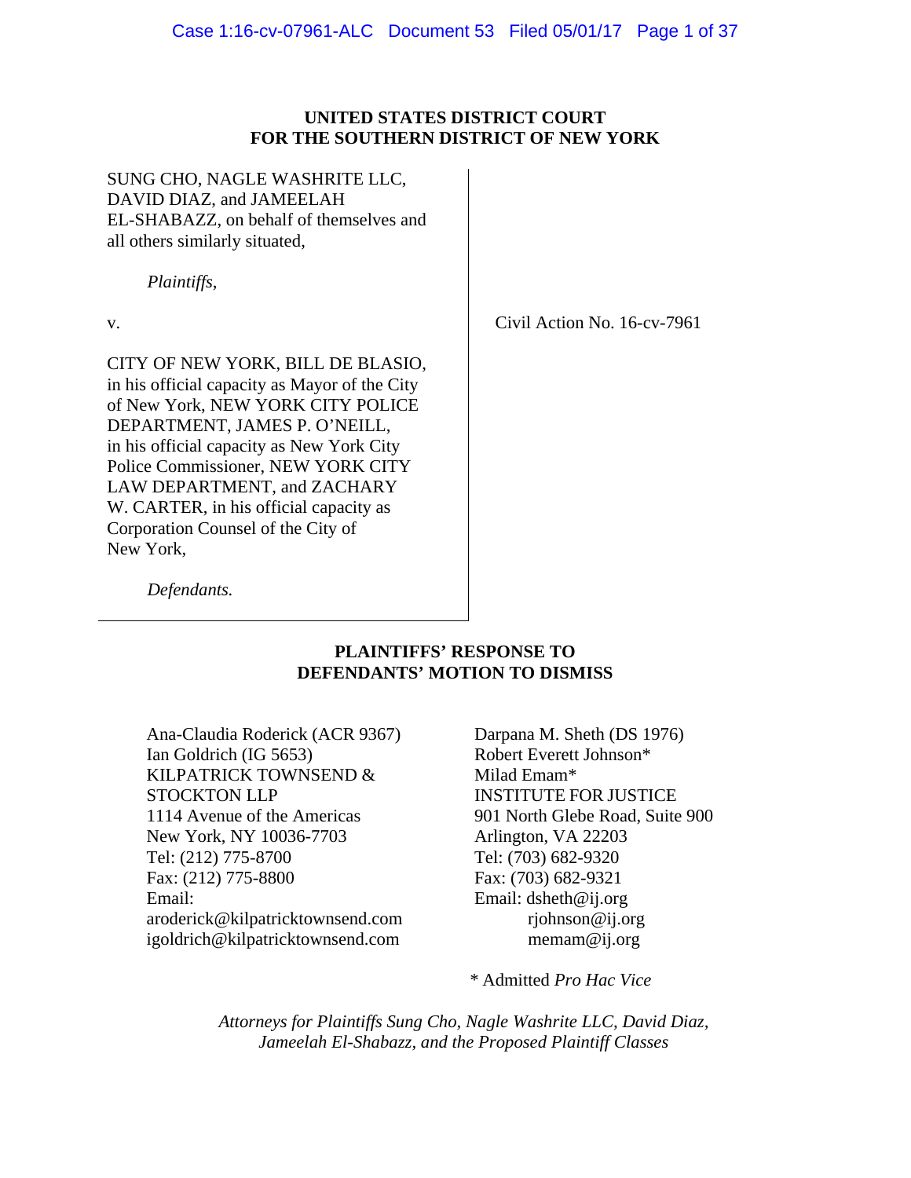**UNITED STATES DISTRICT COURT**
**FOR THE SOUTHERN DISTRICT OF NEW YORK**

SUNG CHO, NAGLE WASHRITE LLC, DAVID DIAZ, and JAMEELAH EL-SHABAZZ, on behalf of themselves and all others similarly situated,

*Plaintiffs*,

v.

CITY OF NEW YORK, BILL DE BLASIO, in his official capacity as Mayor of the City of New York, NEW YORK CITY POLICE DEPARTMENT, JAMES P. O'NEILL, in his official capacity as New York City Police Commissioner, NEW YORK CITY LAW DEPARTMENT, and ZACHARY W. CARTER, in his official capacity as Corporation Counsel of the City of New York,

*Defendants.*

Civil Action No. 16-cv-7961

**PLAINTIFFS' RESPONSE TO DEFENDANTS' MOTION TO DISMISS**

Ana-Claudia Roderick (ACR 9367)
Ian Goldrich (IG 5653)
KILPATRICK TOWNSEND & STOCKTON LLP
1114 Avenue of the Americas
New York, NY 10036-7703
Tel: (212) 775-8700
Fax: (212) 775-8800
Email:
aroderick@kilpatricktownsend.com
igoldrich@kilpatricktownsend.com

Darpana M. Sheth (DS 1976)
Robert Everett Johnson*
Milad Emam*
INSTITUTE FOR JUSTICE
901 North Glebe Road, Suite 900
Arlington, VA 22203
Tel: (703) 682-9320
Fax: (703) 682-9321
Email: dsheth@ij.org
rjohnson@ij.org
memam@ij.org

\* Admitted *Pro Hac Vice*

*Attorneys for Plaintiffs Sung Cho, Nagle Washrite LLC, David Diaz, Jameelah El-Shabazz, and the Proposed Plaintiff Classes*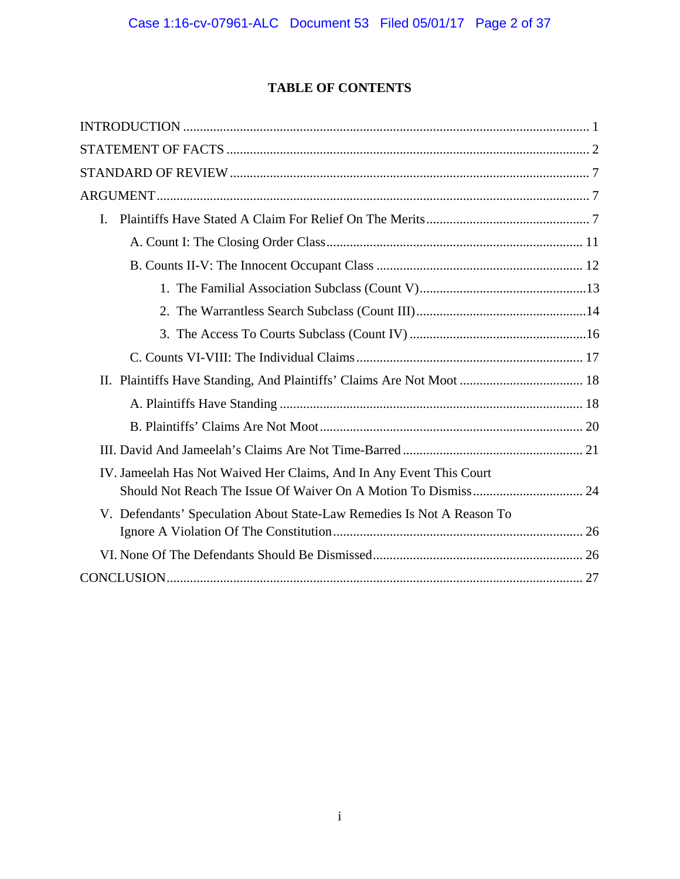# TABLE OF CONTENTS

INTRODUCTION ........................................................................................................................ 1

STATEMENT OF FACTS ........................................................................................................... 2

STANDARD OF REVIEW ......................................................................................................... 7

ARGUMENT ............................................................................................................................... 7

- I. Plaintiffs Have Stated A Claim For Relief On The Merits ................................................ 7
  - A. Count I: The Closing Order Class ............................................................................ 11
  - B. Counts II-V: The Innocent Occupant Class ............................................................. 12
    - 1. The Familial Association Subclass (Count V) ..................................................13
    - 2. The Warrantless Search Subclass (Count III) ...................................................14
    - 3. The Access To Courts Subclass (Count IV) .....................................................16
  - C. Counts VI-VIII: The Individual Claims .................................................................... 17
- II. Plaintiffs Have Standing, And Plaintiffs' Claims Are Not Moot ..................................... 18
  - A. Plaintiffs Have Standing .......................................................................................... 18
  - B. Plaintiffs' Claims Are Not Moot .............................................................................. 20
- III. David And Jameelah's Claims Are Not Time-Barred ...................................................... 21
- IV. Jameelah Has Not Waived Her Claims, And In Any Event This Court Should Not Reach The Issue Of Waiver On A Motion To Dismiss ................................. 24
- V. Defendants' Speculation About State-Law Remedies Is Not A Reason To Ignore A Violation Of The Constitution .......................................................................... 26
- VI. None Of The Defendants Should Be Dismissed .............................................................. 26

CONCLUSION ............................................................................................................................ 27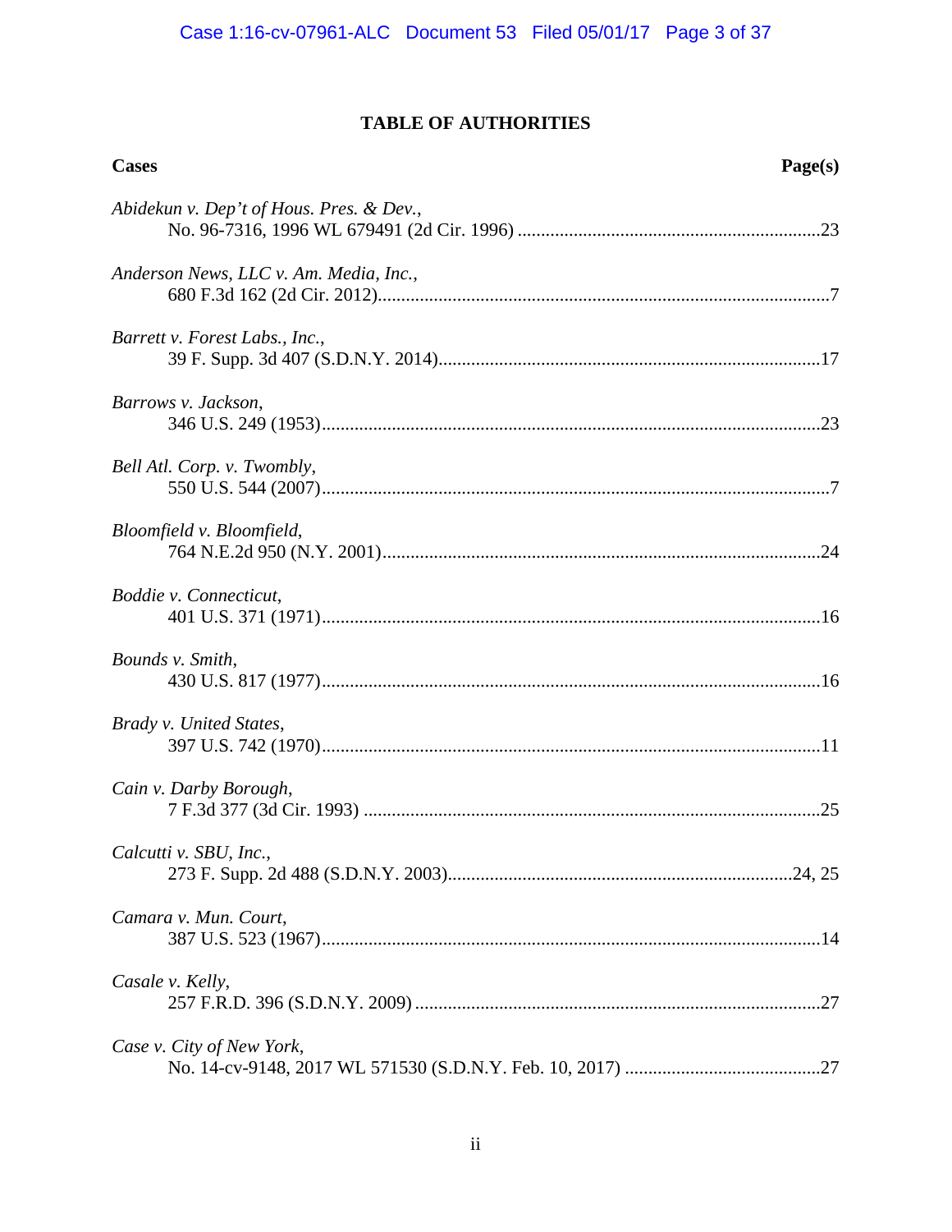## TABLE OF AUTHORITIES

| Cases | Page(s) |
|---|---|
| *Abidekun v. Dep't of Hous. Pres. & Dev.*, No. 96-7316, 1996 WL 679491 (2d Cir. 1996) | 23 |
| *Anderson News, LLC v. Am. Media, Inc.*, 680 F.3d 162 (2d Cir. 2012) | 7 |
| *Barrett v. Forest Labs., Inc.*, 39 F. Supp. 3d 407 (S.D.N.Y. 2014) | 17 |
| *Barrows v. Jackson*, 346 U.S. 249 (1953) | 23 |
| *Bell Atl. Corp. v. Twombly*, 550 U.S. 544 (2007) | 7 |
| *Bloomfield v. Bloomfield*, 764 N.E.2d 950 (N.Y. 2001) | 24 |
| *Boddie v. Connecticut*, 401 U.S. 371 (1971) | 16 |
| *Bounds v. Smith*, 430 U.S. 817 (1977) | 16 |
| *Brady v. United States*, 397 U.S. 742 (1970) | 11 |
| *Cain v. Darby Borough*, 7 F.3d 377 (3d Cir. 1993) | 25 |
| *Calcutti v. SBU, Inc.*, 273 F. Supp. 2d 488 (S.D.N.Y. 2003) | 24, 25 |
| *Camara v. Mun. Court*, 387 U.S. 523 (1967) | 14 |
| *Casale v. Kelly*, 257 F.R.D. 396 (S.D.N.Y. 2009) | 27 |
| *Case v. City of New York*, No. 14-cv-9148, 2017 WL 571530 (S.D.N.Y. Feb. 10, 2017) | 27 |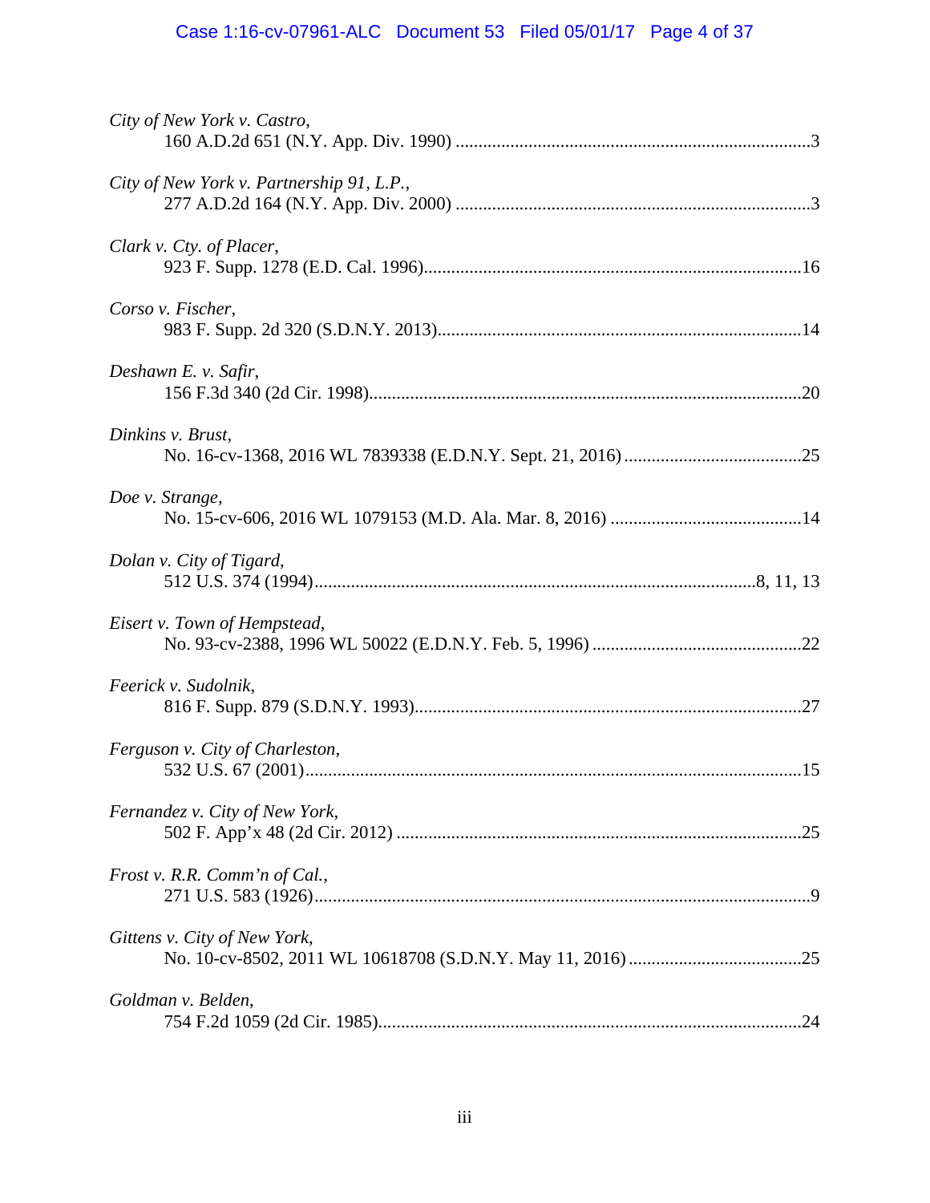*City of New York v. Castro*,
160 A.D.2d 651 (N.Y. App. Div. 1990) ....................................................................................3

*City of New York v. Partnership 91, L.P.*,
277 A.D.2d 164 (N.Y. App. Div. 2000) ....................................................................................3

*Clark v. Cty. of Placer*,
923 F. Supp. 1278 (E.D. Cal. 1996)..........................................................................................16

*Corso v. Fischer*,
983 F. Supp. 2d 320 (S.D.N.Y. 2013)........................................................................................14

*Deshawn E. v. Safir*,
156 F.3d 340 (2d Cir. 1998)......................................................................................................20

*Dinkins v. Brust*,
No. 16-cv-1368, 2016 WL 7839338 (E.D.N.Y. Sept. 21, 2016) ..............................................25

*Doe v. Strange*,
No. 15-cv-606, 2016 WL 1079153 (M.D. Ala. Mar. 8, 2016) ..................................................14

*Dolan v. City of Tigard*,
512 U.S. 374 (1994)...........................................................................................................8, 11, 13

*Eisert v. Town of Hempstead*,
No. 93-cv-2388, 1996 WL 50022 (E.D.N.Y. Feb. 5, 1996) .....................................................22

*Feerick v. Sudolnik*,
816 F. Supp. 879 (S.D.N.Y. 1993).............................................................................................27

*Ferguson v. City of Charleston*,
532 U.S. 67 (2001)......................................................................................................................15

*Fernandez v. City of New York*,
502 F. App'x 48 (2d Cir. 2012) ..................................................................................................25

*Frost v. R.R. Comm'n of Cal.*,
271 U.S. 583 (1926).....................................................................................................................9

*Gittens v. City of New York*,
No. 10-cv-8502, 2011 WL 10618708 (S.D.N.Y. May 11, 2016) ..............................................25

*Goldman v. Belden*,
754 F.2d 1059 (2d Cir. 1985).....................................................................................................24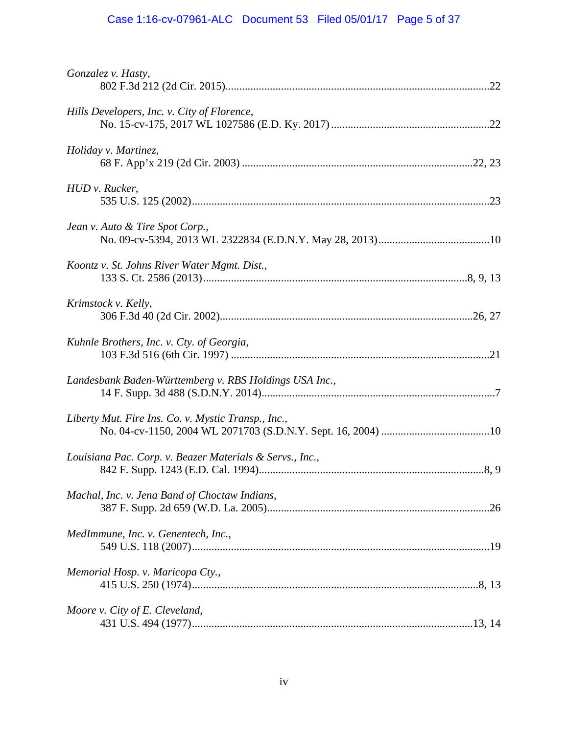*Gonzalez v. Hasty*,
802 F.3d 212 (2d Cir. 2015)................................................................................................22

*Hills Developers, Inc. v. City of Florence*,
No. 15-cv-175, 2017 WL 1027586 (E.D. Ky. 2017).........................................................22

*Holiday v. Martinez*,
68 F. App'x 219 (2d Cir. 2003) ..................................................................................22, 23

*HUD v. Rucker*,
535 U.S. 125 (2002)...........................................................................................................23

*Jean v. Auto & Tire Spot Corp.*,
No. 09-cv-5394, 2013 WL 2322834 (E.D.N.Y. May 28, 2013)........................................10

*Koontz v. St. Johns River Water Mgmt. Dist.*,
133 S. Ct. 2586 (2013)................................................................................................8, 9, 13

*Krimstock v. Kelly*,
306 F.3d 40 (2d Cir. 2002)...........................................................................................26, 27

*Kuhnle Brothers, Inc. v. Cty. of Georgia*,
103 F.3d 516 (6th Cir. 1997) .............................................................................................21

*Landesbank Baden-Württemberg v. RBS Holdings USA Inc.*,
14 F. Supp. 3d 488 (S.D.N.Y. 2014)....................................................................................7

*Liberty Mut. Fire Ins. Co. v. Mystic Transp., Inc.*,
No. 04-cv-1150, 2004 WL 2071703 (S.D.N.Y. Sept. 16, 2004) .......................................10

*Louisiana Pac. Corp. v. Beazer Materials & Servs., Inc.*,
842 F. Supp. 1243 (E.D. Cal. 1994)................................................................................8, 9

*Machal, Inc. v. Jena Band of Choctaw Indians*,
387 F. Supp. 2d 659 (W.D. La. 2005)...............................................................................26

*MedImmune, Inc. v. Genentech, Inc.*,
549 U.S. 118 (2007)...........................................................................................................19

*Memorial Hosp. v. Maricopa Cty.*,
415 U.S. 250 (1974).......................................................................................................8, 13

*Moore v. City of E. Cleveland*,
431 U.S. 494 (1977).....................................................................................................13, 14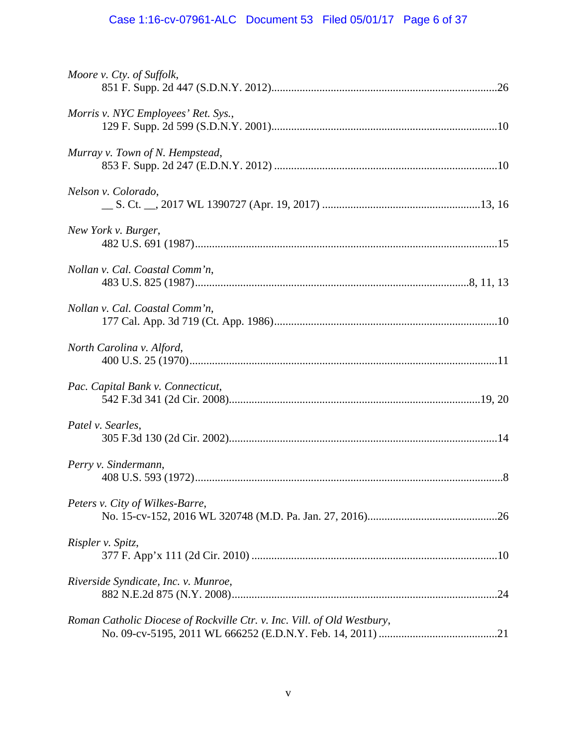*Moore v. Cty. of Suffolk*,
851 F. Supp. 2d 447 (S.D.N.Y. 2012)................................................................................26

*Morris v. NYC Employees' Ret. Sys.*,
129 F. Supp. 2d 599 (S.D.N.Y. 2001)................................................................................10

*Murray v. Town of N. Hempstead*,
853 F. Supp. 2d 247 (E.D.N.Y. 2012) ...............................................................................10

*Nelson v. Colorado*,
__ S. Ct. __, 2017 WL 1390727 (Apr. 19, 2017) ........................................................13, 16

*New York v. Burger*,
482 U.S. 691 (1987)...........................................................................................................15

*Nollan v. Cal. Coastal Comm'n*,
483 U.S. 825 (1987)..................................................................................................8, 11, 13

*Nollan v. Cal. Coastal Comm'n*,
177 Cal. App. 3d 719 (Ct. App. 1986)...............................................................................10

*North Carolina v. Alford*,
400 U.S. 25 (1970).............................................................................................................11

*Pac. Capital Bank v. Connecticut*,
542 F.3d 341 (2d Cir. 2008).........................................................................................19, 20

*Patel v. Searles*,
305 F.3d 130 (2d Cir. 2002)...............................................................................................14

*Perry v. Sindermann*,
408 U.S. 593 (1972)..............................................................................................................8

*Peters v. City of Wilkes-Barre*,
No. 15-cv-152, 2016 WL 320748 (M.D. Pa. Jan. 27, 2016)..............................................26

*Rispler v. Spitz*,
377 F. App'x 111 (2d Cir. 2010) .......................................................................................10

*Riverside Syndicate, Inc. v. Munroe*,
882 N.E.2d 875 (N.Y. 2008)..............................................................................................24

*Roman Catholic Diocese of Rockville Ctr. v. Inc. Vill. of Old Westbury*,
No. 09-cv-5195, 2011 WL 666252 (E.D.N.Y. Feb. 14, 2011) ..........................................21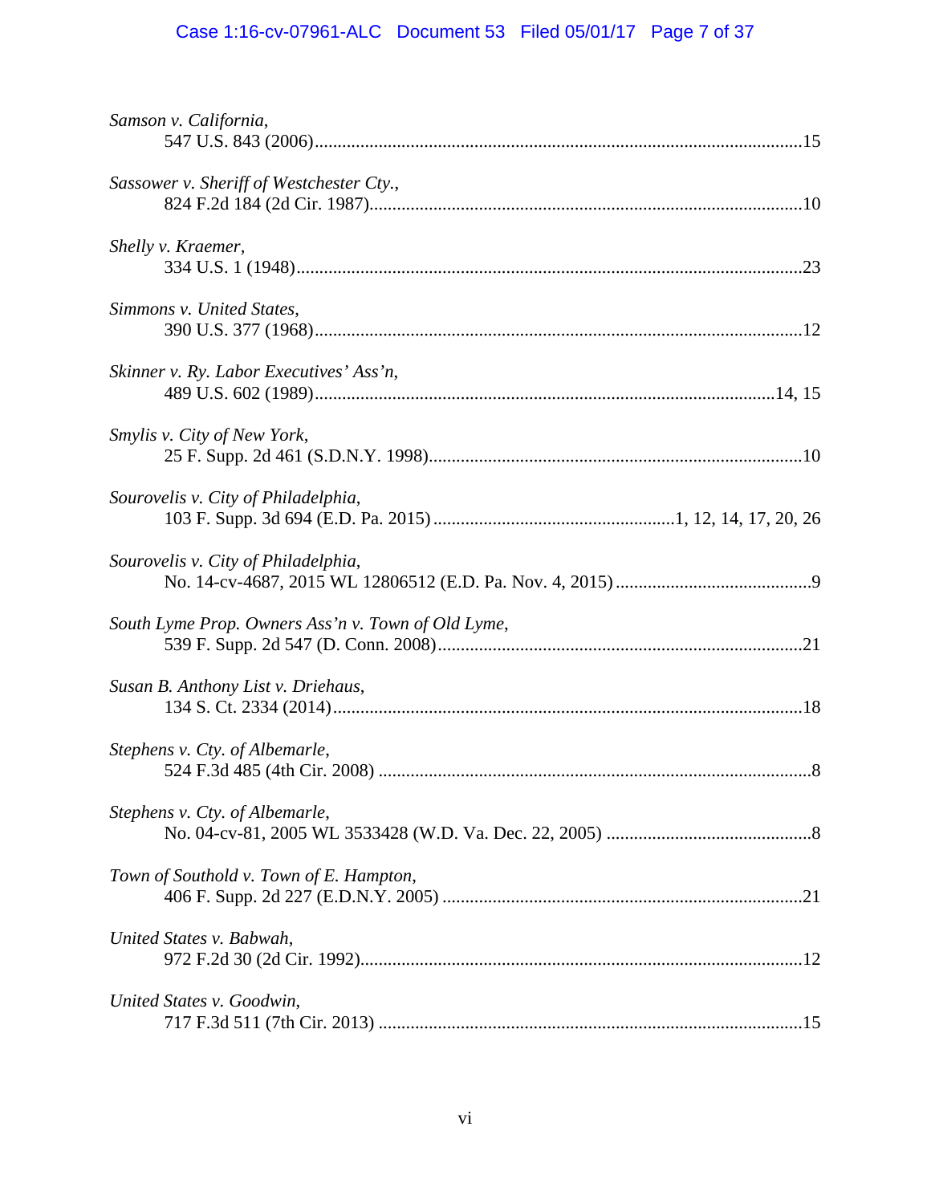*Samson v. California*,
547 U.S. 843 (2006)..........................................................................................................15

*Sassower v. Sheriff of Westchester Cty.*,
824 F.2d 184 (2d Cir. 1987)..............................................................................................10

*Shelly v. Kraemer*,
334 U.S. 1 (1948)..............................................................................................................23

*Simmons v. United States*,
390 U.S. 377 (1968)..........................................................................................................12

*Skinner v. Ry. Labor Executives' Ass'n*,
489 U.S. 602 (1989)....................................................................................................14, 15

*Smylis v. City of New York*,
25 F. Supp. 2d 461 (S.D.N.Y. 1998)..................................................................................10

*Sourovelis v. City of Philadelphia*,
103 F. Supp. 3d 694 (E.D. Pa. 2015) ....................................................1, 12, 14, 17, 20, 26

*Sourovelis v. City of Philadelphia*,
No. 14-cv-4687, 2015 WL 12806512 (E.D. Pa. Nov. 4, 2015) ...........................................9

*South Lyme Prop. Owners Ass'n v. Town of Old Lyme*,
539 F. Supp. 2d 547 (D. Conn. 2008)................................................................................21

*Susan B. Anthony List v. Driehaus*,
134 S. Ct. 2334 (2014)......................................................................................................18

*Stephens v. Cty. of Albemarle*,
524 F.3d 485 (4th Cir. 2008) ...............................................................................................8

*Stephens v. Cty. of Albemarle*,
No. 04-cv-81, 2005 WL 3533428 (W.D. Va. Dec. 22, 2005) .............................................8

*Town of Southold v. Town of E. Hampton*,
406 F. Supp. 2d 227 (E.D.N.Y. 2005) ..............................................................................21

*United States v. Babwah*,
972 F.2d 30 (2d Cir. 1992)................................................................................................12

*United States v. Goodwin*,
717 F.3d 511 (7th Cir. 2013) ............................................................................................15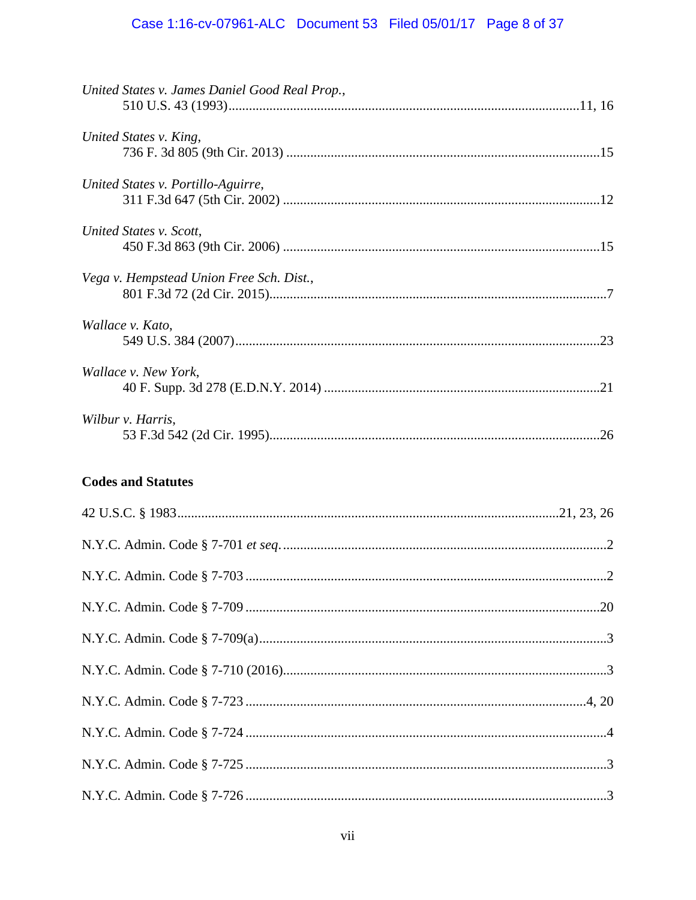*United States v. James Daniel Good Real Prop.*,
510 U.S. 43 (1993)........................................................................................................11, 16

*United States v. King*,
736 F. 3d 805 (9th Cir. 2013) ..........................................................................................15

*United States v. Portillo-Aguirre*,
311 F.3d 647 (5th Cir. 2002) ...........................................................................................12

*United States v. Scott*,
450 F.3d 863 (9th Cir. 2006) ...........................................................................................15

*Vega v. Hempstead Union Free Sch. Dist.*,
801 F.3d 72 (2d Cir. 2015)..................................................................................................7

*Wallace v. Kato*,
549 U.S. 384 (2007)..........................................................................................................23

*Wallace v. New York*,
40 F. Supp. 3d 278 (E.D.N.Y. 2014) ...............................................................................21

*Wilbur v. Harris*,
53 F.3d 542 (2d Cir. 1995)................................................................................................26

**Codes and Statutes**

42 U.S.C. § 1983...............................................................................................21, 23, 26

N.Y.C. Admin. Code § 7-701 *et seq.* ...............................................................................2

N.Y.C. Admin. Code § 7-703 ...........................................................................................2

N.Y.C. Admin. Code § 7-709 .........................................................................................20

N.Y.C. Admin. Code § 7-709(a).......................................................................................3

N.Y.C. Admin. Code § 7-710 (2016).................................................................................3

N.Y.C. Admin. Code § 7-723 ......................................................................................4, 20

N.Y.C. Admin. Code § 7-724 ...........................................................................................4

N.Y.C. Admin. Code § 7-725 ...........................................................................................3

N.Y.C. Admin. Code § 7-726 ...........................................................................................3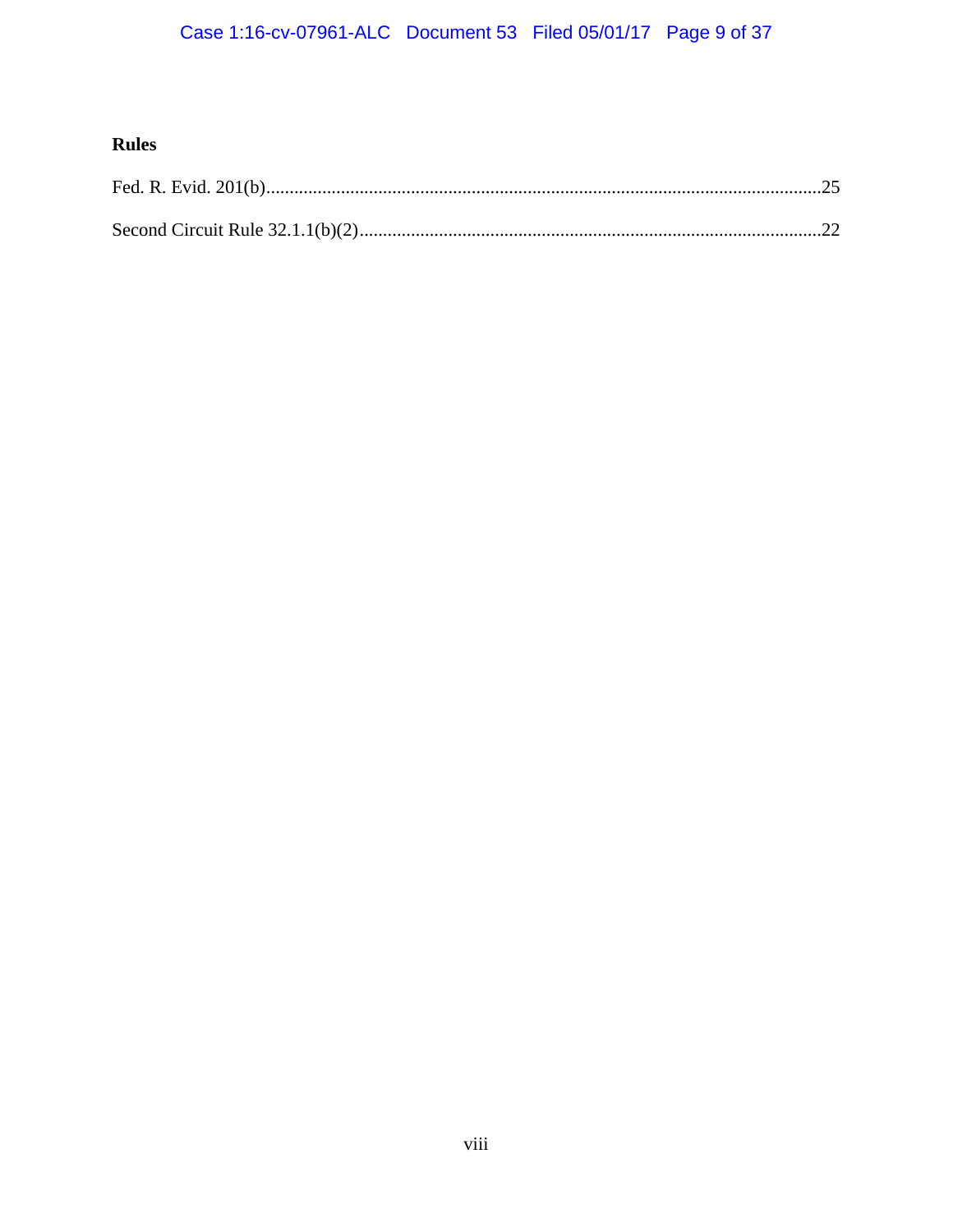**Rules**

Fed. R. Evid. 201(b)........................................................................................................................25

Second Circuit Rule 32.1.1(b)(2)...................................................................................................22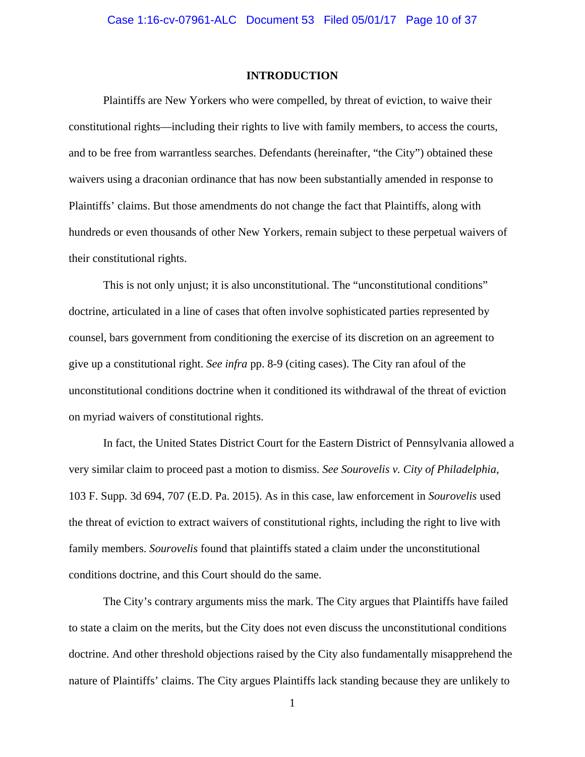## INTRODUCTION

Plaintiffs are New Yorkers who were compelled, by threat of eviction, to waive their constitutional rights—including their rights to live with family members, to access the courts, and to be free from warrantless searches. Defendants (hereinafter, "the City") obtained these waivers using a draconian ordinance that has now been substantially amended in response to Plaintiffs' claims. But those amendments do not change the fact that Plaintiffs, along with hundreds or even thousands of other New Yorkers, remain subject to these perpetual waivers of their constitutional rights.

This is not only unjust; it is also unconstitutional. The "unconstitutional conditions" doctrine, articulated in a line of cases that often involve sophisticated parties represented by counsel, bars government from conditioning the exercise of its discretion on an agreement to give up a constitutional right. *See infra* pp. 8-9 (citing cases). The City ran afoul of the unconstitutional conditions doctrine when it conditioned its withdrawal of the threat of eviction on myriad waivers of constitutional rights.

In fact, the United States District Court for the Eastern District of Pennsylvania allowed a very similar claim to proceed past a motion to dismiss. *See Sourovelis v. City of Philadelphia*, 103 F. Supp. 3d 694, 707 (E.D. Pa. 2015). As in this case, law enforcement in *Sourovelis* used the threat of eviction to extract waivers of constitutional rights, including the right to live with family members. *Sourovelis* found that plaintiffs stated a claim under the unconstitutional conditions doctrine, and this Court should do the same.

The City's contrary arguments miss the mark. The City argues that Plaintiffs have failed to state a claim on the merits, but the City does not even discuss the unconstitutional conditions doctrine. And other threshold objections raised by the City also fundamentally misapprehend the nature of Plaintiffs' claims. The City argues Plaintiffs lack standing because they are unlikely to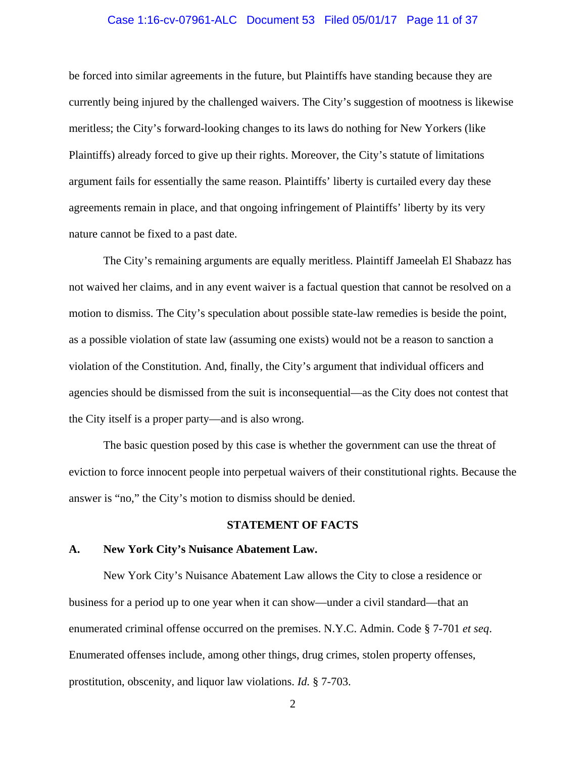be forced into similar agreements in the future, but Plaintiffs have standing because they are currently being injured by the challenged waivers. The City's suggestion of mootness is likewise meritless; the City's forward-looking changes to its laws do nothing for New Yorkers (like Plaintiffs) already forced to give up their rights. Moreover, the City's statute of limitations argument fails for essentially the same reason. Plaintiffs' liberty is curtailed every day these agreements remain in place, and that ongoing infringement of Plaintiffs' liberty by its very nature cannot be fixed to a past date.

The City's remaining arguments are equally meritless. Plaintiff Jameelah El Shabazz has not waived her claims, and in any event waiver is a factual question that cannot be resolved on a motion to dismiss. The City's speculation about possible state-law remedies is beside the point, as a possible violation of state law (assuming one exists) would not be a reason to sanction a violation of the Constitution. And, finally, the City's argument that individual officers and agencies should be dismissed from the suit is inconsequential—as the City does not contest that the City itself is a proper party—and is also wrong.

The basic question posed by this case is whether the government can use the threat of eviction to force innocent people into perpetual waivers of their constitutional rights. Because the answer is "no," the City's motion to dismiss should be denied.

## STATEMENT OF FACTS

### A. New York City's Nuisance Abatement Law.

New York City's Nuisance Abatement Law allows the City to close a residence or business for a period up to one year when it can show—under a civil standard—that an enumerated criminal offense occurred on the premises. N.Y.C. Admin. Code § 7-701 *et seq*. Enumerated offenses include, among other things, drug crimes, stolen property offenses, prostitution, obscenity, and liquor law violations. *Id.* § 7-703.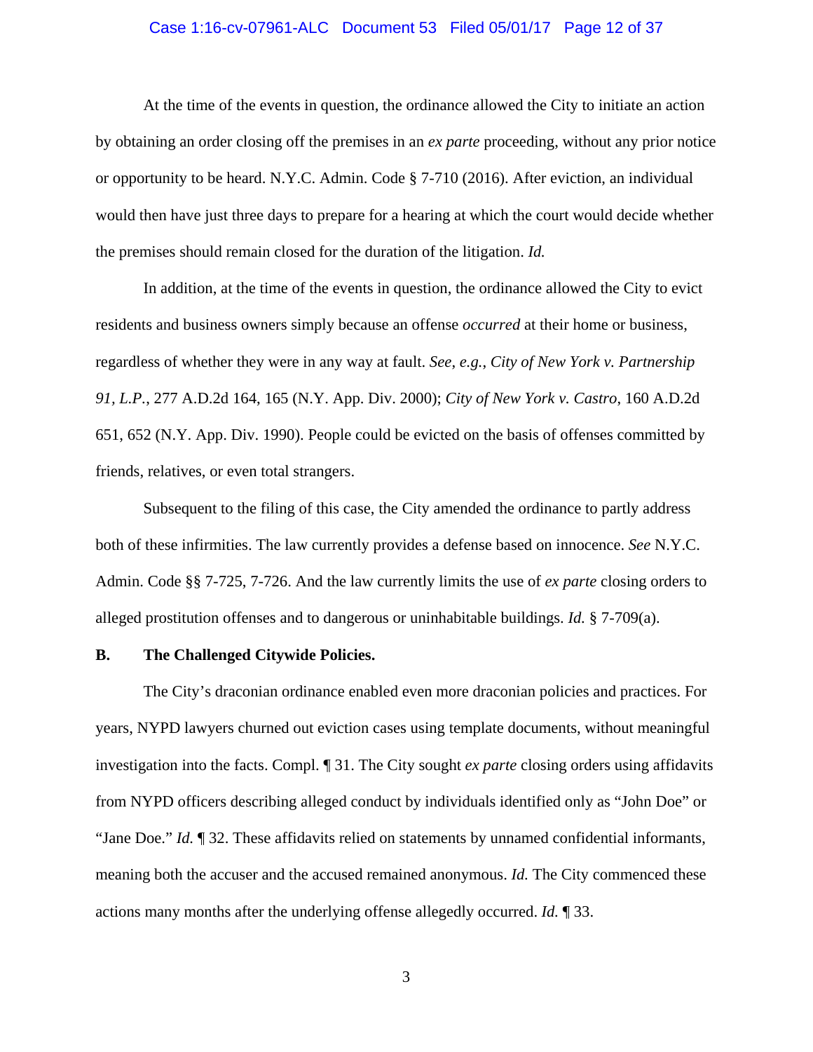At the time of the events in question, the ordinance allowed the City to initiate an action by obtaining an order closing off the premises in an *ex parte* proceeding, without any prior notice or opportunity to be heard. N.Y.C. Admin. Code § 7-710 (2016). After eviction, an individual would then have just three days to prepare for a hearing at which the court would decide whether the premises should remain closed for the duration of the litigation. *Id.*

In addition, at the time of the events in question, the ordinance allowed the City to evict residents and business owners simply because an offense *occurred* at their home or business, regardless of whether they were in any way at fault. *See*, *e.g.*, *City of New York v. Partnership 91, L.P.*, 277 A.D.2d 164, 165 (N.Y. App. Div. 2000); *City of New York v. Castro*, 160 A.D.2d 651, 652 (N.Y. App. Div. 1990). People could be evicted on the basis of offenses committed by friends, relatives, or even total strangers.

Subsequent to the filing of this case, the City amended the ordinance to partly address both of these infirmities. The law currently provides a defense based on innocence. *See* N.Y.C. Admin. Code §§ 7-725, 7-726. And the law currently limits the use of *ex parte* closing orders to alleged prostitution offenses and to dangerous or uninhabitable buildings. *Id.* § 7-709(a).

## B. The Challenged Citywide Policies.

The City's draconian ordinance enabled even more draconian policies and practices. For years, NYPD lawyers churned out eviction cases using template documents, without meaningful investigation into the facts. Compl. ¶ 31. The City sought *ex parte* closing orders using affidavits from NYPD officers describing alleged conduct by individuals identified only as "John Doe" or "Jane Doe." *Id.* ¶ 32. These affidavits relied on statements by unnamed confidential informants, meaning both the accuser and the accused remained anonymous. *Id.* The City commenced these actions many months after the underlying offense allegedly occurred. *Id.* ¶ 33.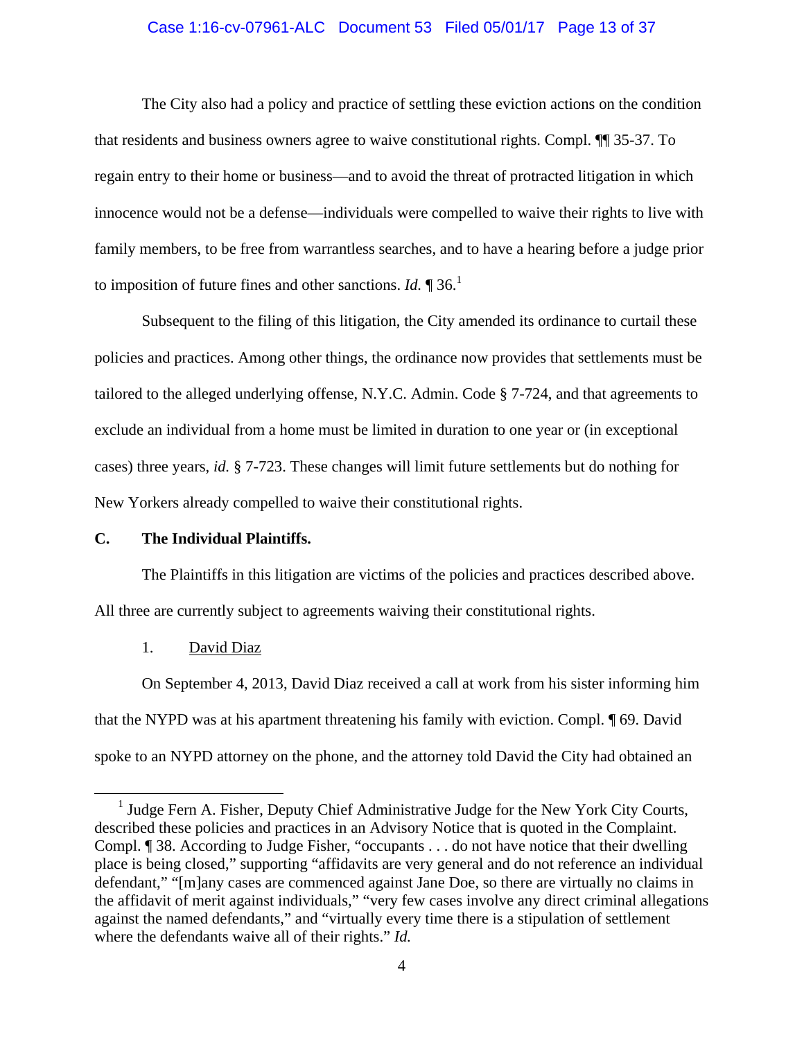The City also had a policy and practice of settling these eviction actions on the condition that residents and business owners agree to waive constitutional rights. Compl. ¶¶ 35-37. To regain entry to their home or business—and to avoid the threat of protracted litigation in which innocence would not be a defense—individuals were compelled to waive their rights to live with family members, to be free from warrantless searches, and to have a hearing before a judge prior to imposition of future fines and other sanctions. *Id.* ¶ 36.[1]

Subsequent to the filing of this litigation, the City amended its ordinance to curtail these policies and practices. Among other things, the ordinance now provides that settlements must be tailored to the alleged underlying offense, N.Y.C. Admin. Code § 7-724, and that agreements to exclude an individual from a home must be limited in duration to one year or (in exceptional cases) three years, *id.* § 7-723. These changes will limit future settlements but do nothing for New Yorkers already compelled to waive their constitutional rights.

### C. The Individual Plaintiffs.

The Plaintiffs in this litigation are victims of the policies and practices described above. All three are currently subject to agreements waiving their constitutional rights.

1. David Diaz

On September 4, 2013, David Diaz received a call at work from his sister informing him that the NYPD was at his apartment threatening his family with eviction. Compl. ¶ 69. David spoke to an NYPD attorney on the phone, and the attorney told David the City had obtained an

---

[1] Judge Fern A. Fisher, Deputy Chief Administrative Judge for the New York City Courts, described these policies and practices in an Advisory Notice that is quoted in the Complaint. Compl. ¶ 38. According to Judge Fisher, "occupants . . . do not have notice that their dwelling place is being closed," supporting "affidavits are very general and do not reference an individual defendant," "[m]any cases are commenced against Jane Doe, so there are virtually no claims in the affidavit of merit against individuals," "very few cases involve any direct criminal allegations against the named defendants," and "virtually every time there is a stipulation of settlement where the defendants waive all of their rights." *Id.*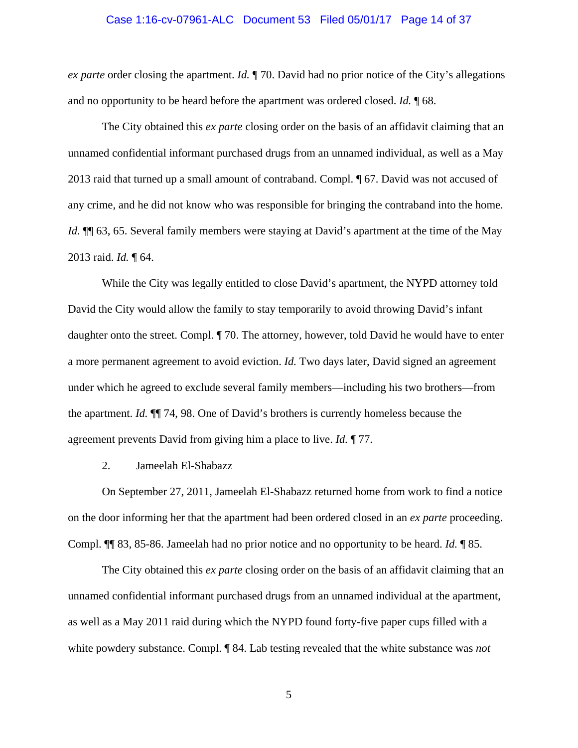*ex parte* order closing the apartment. *Id.* ¶ 70. David had no prior notice of the City's allegations and no opportunity to be heard before the apartment was ordered closed. *Id.* ¶ 68.

The City obtained this *ex parte* closing order on the basis of an affidavit claiming that an unnamed confidential informant purchased drugs from an unnamed individual, as well as a May 2013 raid that turned up a small amount of contraband. Compl. ¶ 67. David was not accused of any crime, and he did not know who was responsible for bringing the contraband into the home. *Id.* ¶¶ 63, 65. Several family members were staying at David's apartment at the time of the May 2013 raid. *Id.* ¶ 64.

While the City was legally entitled to close David's apartment, the NYPD attorney told David the City would allow the family to stay temporarily to avoid throwing David's infant daughter onto the street. Compl. ¶ 70. The attorney, however, told David he would have to enter a more permanent agreement to avoid eviction. *Id.* Two days later, David signed an agreement under which he agreed to exclude several family members—including his two brothers—from the apartment. *Id.* ¶¶ 74, 98. One of David's brothers is currently homeless because the agreement prevents David from giving him a place to live. *Id.* ¶ 77.

2. <u>Jameelah El-Shabazz</u>

On September 27, 2011, Jameelah El-Shabazz returned home from work to find a notice on the door informing her that the apartment had been ordered closed in an *ex parte* proceeding. Compl. ¶¶ 83, 85-86. Jameelah had no prior notice and no opportunity to be heard. *Id.* ¶ 85.

The City obtained this *ex parte* closing order on the basis of an affidavit claiming that an unnamed confidential informant purchased drugs from an unnamed individual at the apartment, as well as a May 2011 raid during which the NYPD found forty-five paper cups filled with a white powdery substance. Compl. ¶ 84. Lab testing revealed that the white substance was *not*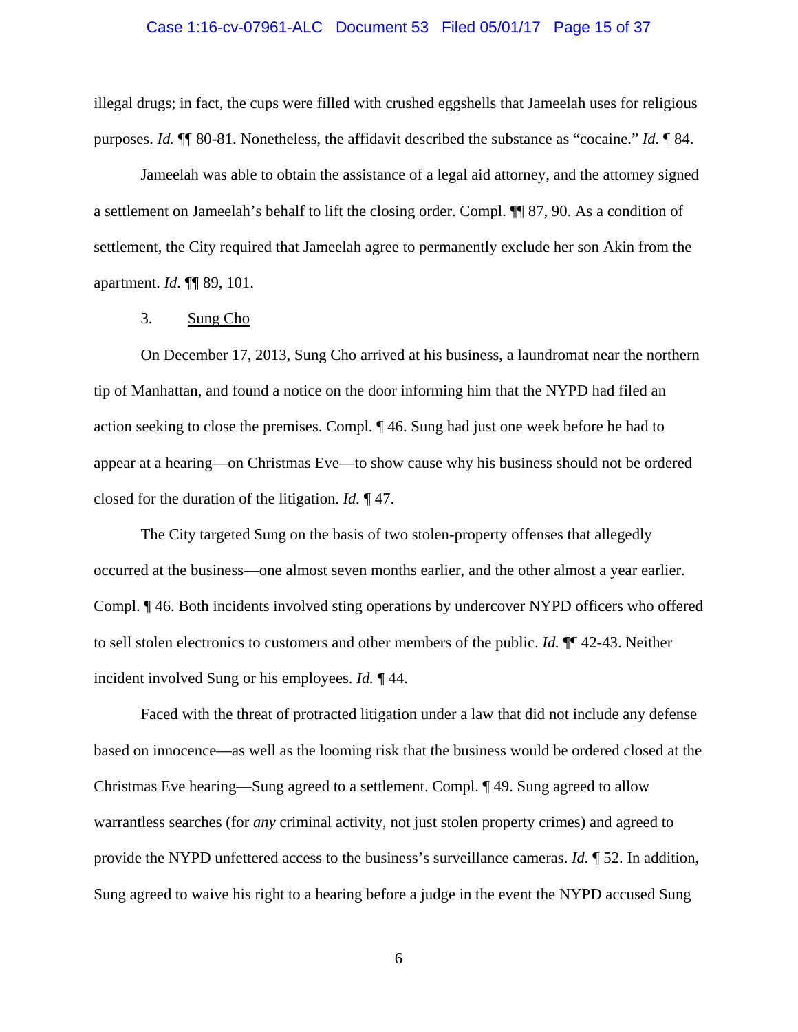illegal drugs; in fact, the cups were filled with crushed eggshells that Jameelah uses for religious purposes. *Id.* ¶¶ 80-81. Nonetheless, the affidavit described the substance as "cocaine." *Id.* ¶ 84.

Jameelah was able to obtain the assistance of a legal aid attorney, and the attorney signed a settlement on Jameelah's behalf to lift the closing order. Compl. ¶¶ 87, 90. As a condition of settlement, the City required that Jameelah agree to permanently exclude her son Akin from the apartment. *Id.* ¶¶ 89, 101.

3. Sung Cho

On December 17, 2013, Sung Cho arrived at his business, a laundromat near the northern tip of Manhattan, and found a notice on the door informing him that the NYPD had filed an action seeking to close the premises. Compl. ¶ 46. Sung had just one week before he had to appear at a hearing—on Christmas Eve—to show cause why his business should not be ordered closed for the duration of the litigation. *Id.* ¶ 47.

The City targeted Sung on the basis of two stolen-property offenses that allegedly occurred at the business—one almost seven months earlier, and the other almost a year earlier. Compl. ¶ 46. Both incidents involved sting operations by undercover NYPD officers who offered to sell stolen electronics to customers and other members of the public. *Id.* ¶¶ 42-43. Neither incident involved Sung or his employees. *Id.* ¶ 44.

Faced with the threat of protracted litigation under a law that did not include any defense based on innocence—as well as the looming risk that the business would be ordered closed at the Christmas Eve hearing—Sung agreed to a settlement. Compl. ¶ 49. Sung agreed to allow warrantless searches (for *any* criminal activity, not just stolen property crimes) and agreed to provide the NYPD unfettered access to the business's surveillance cameras. *Id.* ¶ 52. In addition, Sung agreed to waive his right to a hearing before a judge in the event the NYPD accused Sung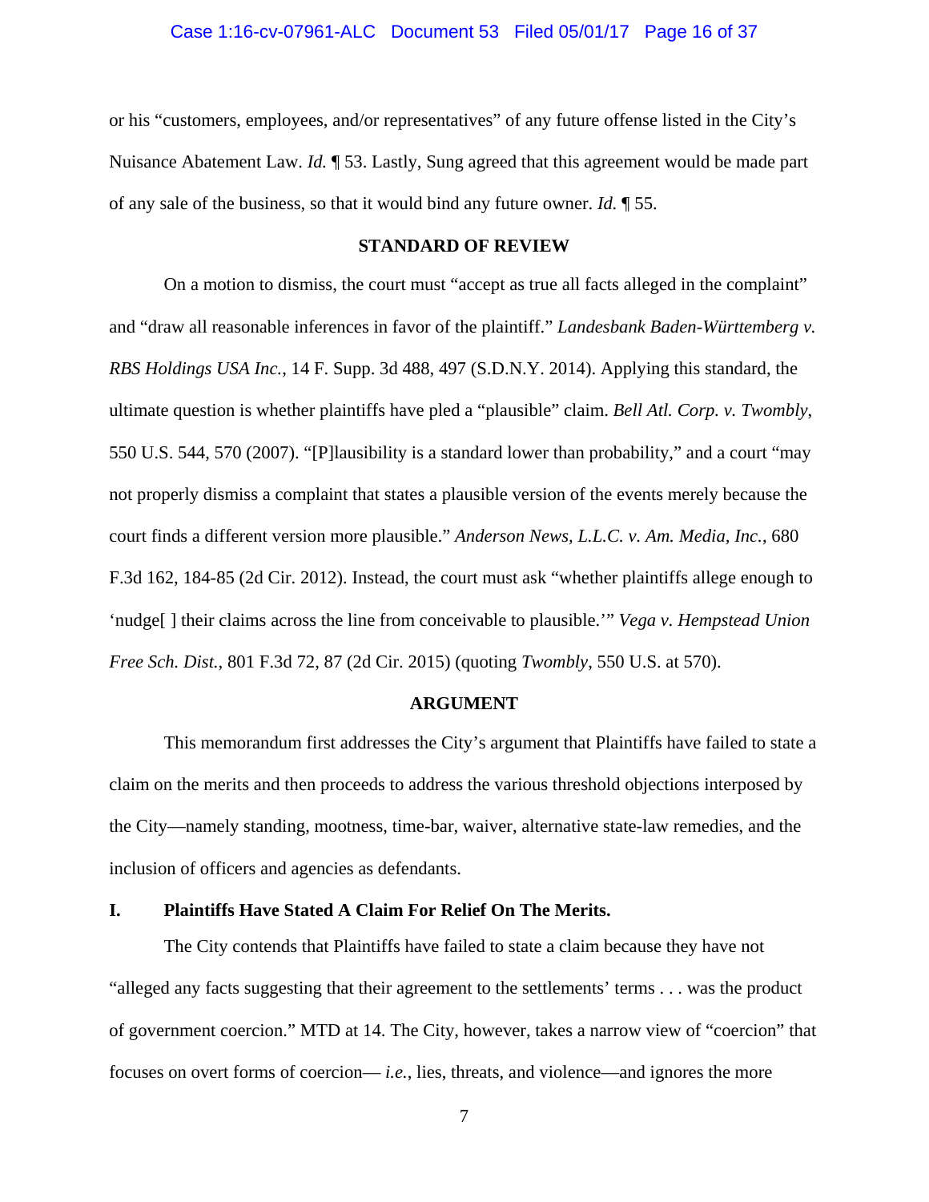or his "customers, employees, and/or representatives" of any future offense listed in the City's Nuisance Abatement Law. *Id.* ¶ 53. Lastly, Sung agreed that this agreement would be made part of any sale of the business, so that it would bind any future owner. *Id.* ¶ 55.

## STANDARD OF REVIEW

On a motion to dismiss, the court must "accept as true all facts alleged in the complaint" and "draw all reasonable inferences in favor of the plaintiff." *Landesbank Baden-Württemberg v. RBS Holdings USA Inc.*, 14 F. Supp. 3d 488, 497 (S.D.N.Y. 2014). Applying this standard, the ultimate question is whether plaintiffs have pled a "plausible" claim. *Bell Atl. Corp. v. Twombly*, 550 U.S. 544, 570 (2007). "[P]lausibility is a standard lower than probability," and a court "may not properly dismiss a complaint that states a plausible version of the events merely because the court finds a different version more plausible." *Anderson News, L.L.C. v. Am. Media, Inc.*, 680 F.3d 162, 184-85 (2d Cir. 2012). Instead, the court must ask "whether plaintiffs allege enough to 'nudge[ ] their claims across the line from conceivable to plausible.'" *Vega v. Hempstead Union Free Sch. Dist.*, 801 F.3d 72, 87 (2d Cir. 2015) (quoting *Twombly*, 550 U.S. at 570).

## ARGUMENT

This memorandum first addresses the City's argument that Plaintiffs have failed to state a claim on the merits and then proceeds to address the various threshold objections interposed by the City—namely standing, mootness, time-bar, waiver, alternative state-law remedies, and the inclusion of officers and agencies as defendants.

### I. Plaintiffs Have Stated A Claim For Relief On The Merits.

The City contends that Plaintiffs have failed to state a claim because they have not "alleged any facts suggesting that their agreement to the settlements' terms . . . was the product of government coercion." MTD at 14. The City, however, takes a narrow view of "coercion" that focuses on overt forms of coercion— *i.e.*, lies, threats, and violence—and ignores the more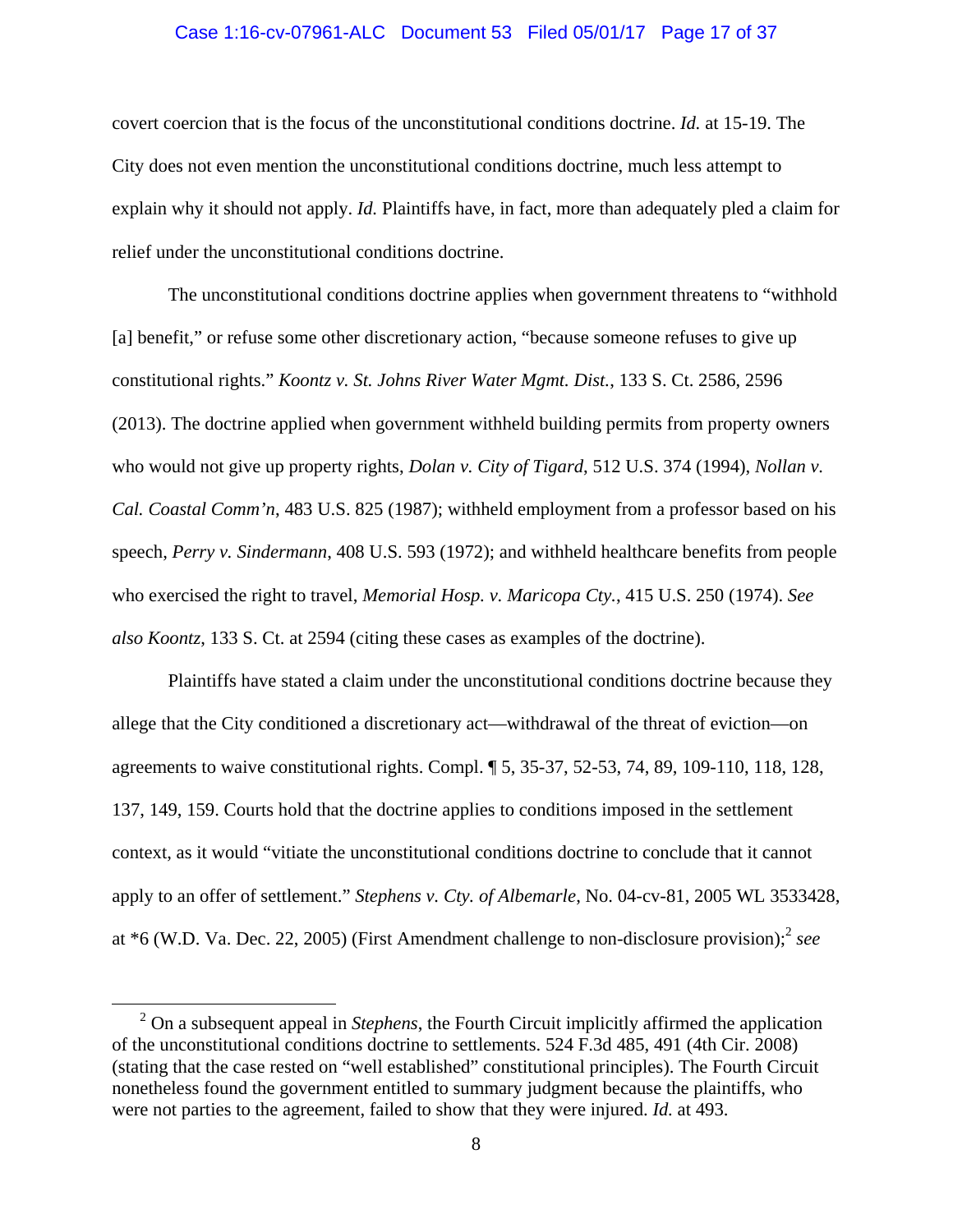covert coercion that is the focus of the unconstitutional conditions doctrine. *Id.* at 15-19. The City does not even mention the unconstitutional conditions doctrine, much less attempt to explain why it should not apply. *Id.* Plaintiffs have, in fact, more than adequately pled a claim for relief under the unconstitutional conditions doctrine.

The unconstitutional conditions doctrine applies when government threatens to "withhold [a] benefit," or refuse some other discretionary action, "because someone refuses to give up constitutional rights." *Koontz v. St. Johns River Water Mgmt. Dist.*, 133 S. Ct. 2586, 2596 (2013). The doctrine applied when government withheld building permits from property owners who would not give up property rights, *Dolan v. City of Tigard*, 512 U.S. 374 (1994), *Nollan v. Cal. Coastal Comm'n*, 483 U.S. 825 (1987); withheld employment from a professor based on his speech, *Perry v. Sindermann*, 408 U.S. 593 (1972); and withheld healthcare benefits from people who exercised the right to travel, *Memorial Hosp. v. Maricopa Cty.*, 415 U.S. 250 (1974). *See also Koontz*, 133 S. Ct. at 2594 (citing these cases as examples of the doctrine).

Plaintiffs have stated a claim under the unconstitutional conditions doctrine because they allege that the City conditioned a discretionary act—withdrawal of the threat of eviction—on agreements to waive constitutional rights. Compl. ¶ 5, 35-37, 52-53, 74, 89, 109-110, 118, 128, 137, 149, 159. Courts hold that the doctrine applies to conditions imposed in the settlement context, as it would "vitiate the unconstitutional conditions doctrine to conclude that it cannot apply to an offer of settlement." *Stephens v. Cty. of Albemarle*, No. 04-cv-81, 2005 WL 3533428, at *6 (W.D. Va. Dec. 22, 2005) (First Amendment challenge to non-disclosure provision);[2] *see*

[2] On a subsequent appeal in *Stephens*, the Fourth Circuit implicitly affirmed the application of the unconstitutional conditions doctrine to settlements. 524 F.3d 485, 491 (4th Cir. 2008) (stating that the case rested on "well established" constitutional principles). The Fourth Circuit nonetheless found the government entitled to summary judgment because the plaintiffs, who were not parties to the agreement, failed to show that they were injured. *Id.* at 493.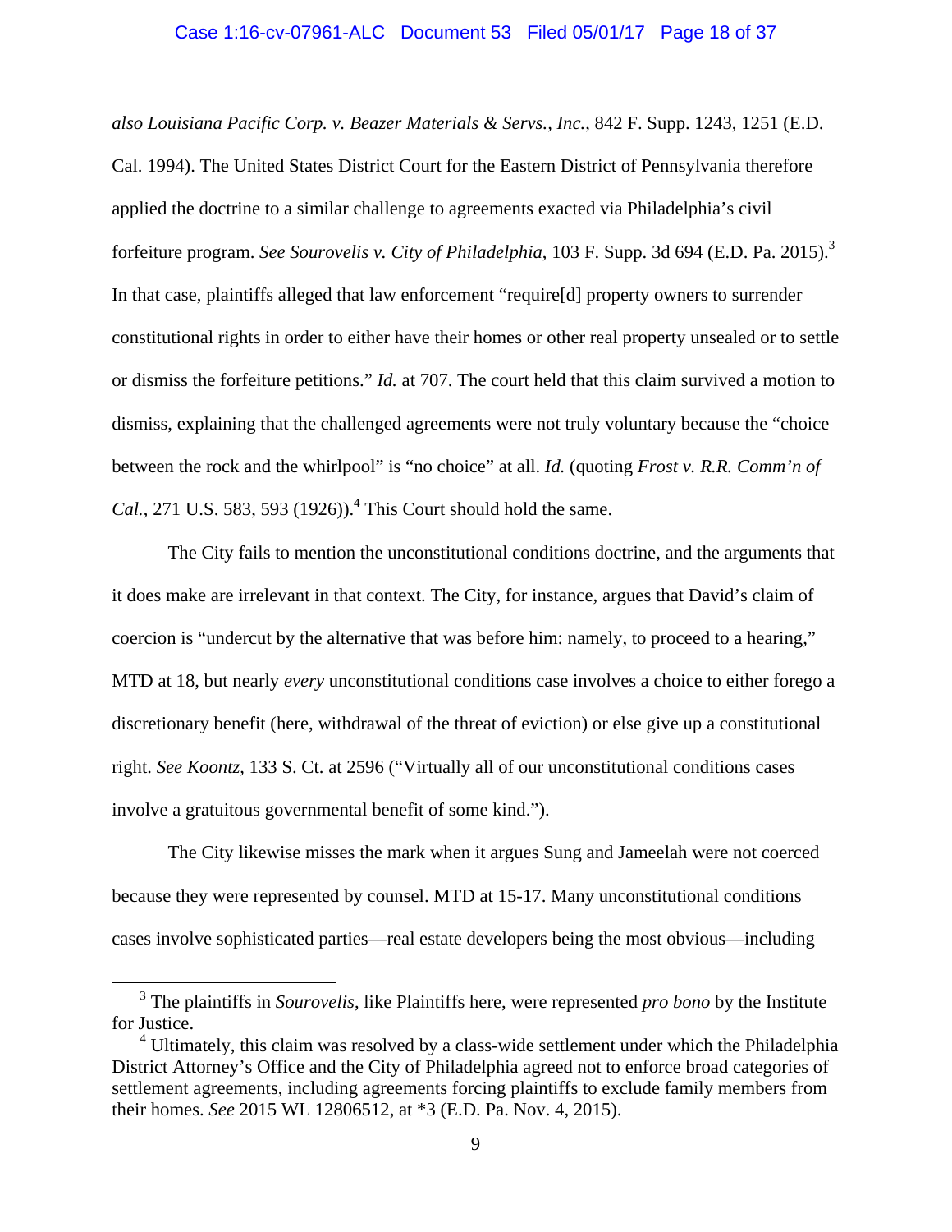*also Louisiana Pacific Corp. v. Beazer Materials & Servs., Inc.*, 842 F. Supp. 1243, 1251 (E.D. Cal. 1994). The United States District Court for the Eastern District of Pennsylvania therefore applied the doctrine to a similar challenge to agreements exacted via Philadelphia's civil forfeiture program. *See Sourovelis v. City of Philadelphia*, 103 F. Supp. 3d 694 (E.D. Pa. 2015).[3] In that case, plaintiffs alleged that law enforcement "require[d] property owners to surrender constitutional rights in order to either have their homes or other real property unsealed or to settle or dismiss the forfeiture petitions." *Id.* at 707. The court held that this claim survived a motion to dismiss, explaining that the challenged agreements were not truly voluntary because the "choice between the rock and the whirlpool" is "no choice" at all. *Id.* (quoting *Frost v. R.R. Comm'n of Cal.*, 271 U.S. 583, 593 (1926)).[4] This Court should hold the same.

The City fails to mention the unconstitutional conditions doctrine, and the arguments that it does make are irrelevant in that context. The City, for instance, argues that David's claim of coercion is "undercut by the alternative that was before him: namely, to proceed to a hearing," MTD at 18, but nearly *every* unconstitutional conditions case involves a choice to either forego a discretionary benefit (here, withdrawal of the threat of eviction) or else give up a constitutional right. *See Koontz*, 133 S. Ct. at 2596 ("Virtually all of our unconstitutional conditions cases involve a gratuitous governmental benefit of some kind.").

The City likewise misses the mark when it argues Sung and Jameelah were not coerced because they were represented by counsel. MTD at 15-17. Many unconstitutional conditions cases involve sophisticated parties—real estate developers being the most obvious—including

---

[3] The plaintiffs in *Sourovelis*, like Plaintiffs here, were represented *pro bono* by the Institute for Justice.

[4] Ultimately, this claim was resolved by a class-wide settlement under which the Philadelphia District Attorney's Office and the City of Philadelphia agreed not to enforce broad categories of settlement agreements, including agreements forcing plaintiffs to exclude family members from their homes. *See* 2015 WL 12806512, at *3 (E.D. Pa. Nov. 4, 2015).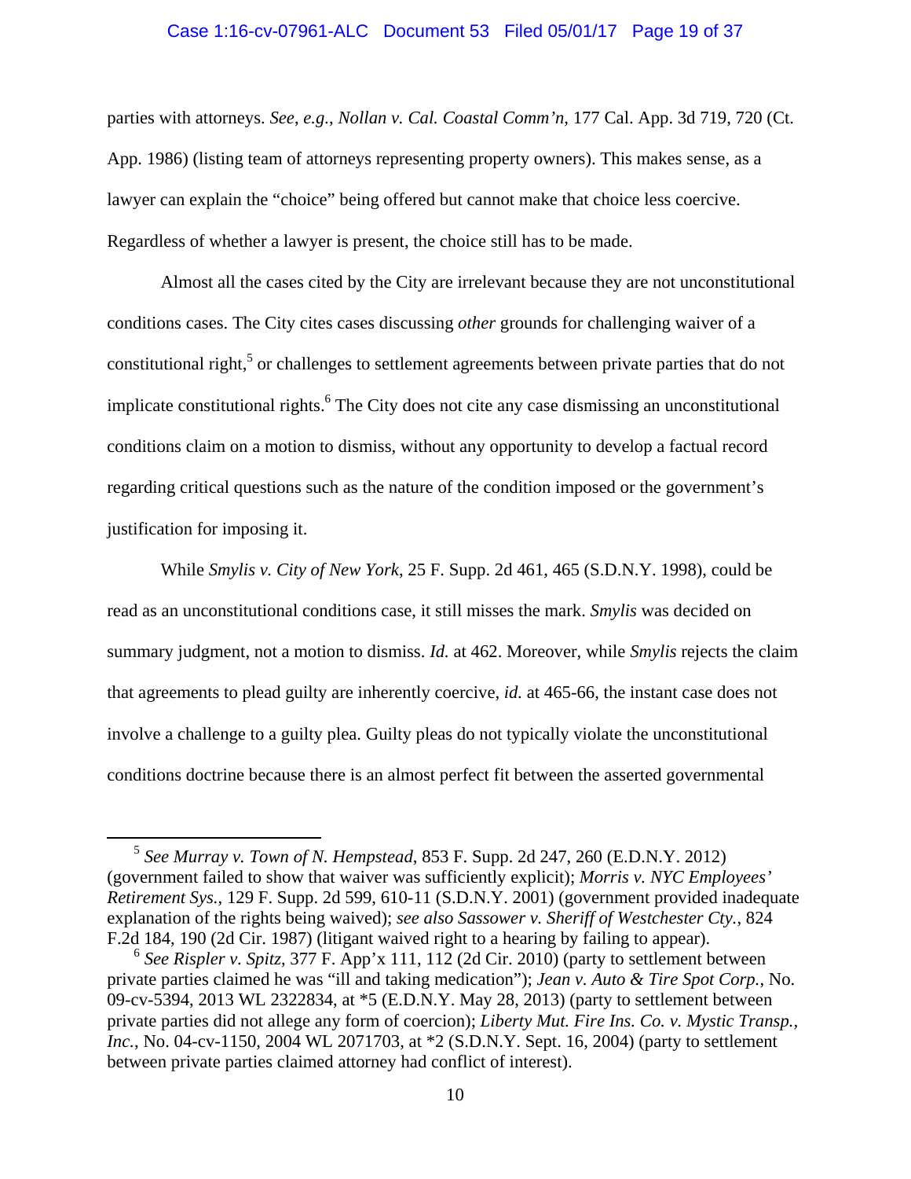parties with attorneys. *See, e.g.*, *Nollan v. Cal. Coastal Comm'n*, 177 Cal. App. 3d 719, 720 (Ct. App. 1986) (listing team of attorneys representing property owners). This makes sense, as a lawyer can explain the "choice" being offered but cannot make that choice less coercive. Regardless of whether a lawyer is present, the choice still has to be made.

Almost all the cases cited by the City are irrelevant because they are not unconstitutional conditions cases. The City cites cases discussing *other* grounds for challenging waiver of a constitutional right,[5] or challenges to settlement agreements between private parties that do not implicate constitutional rights.[6] The City does not cite any case dismissing an unconstitutional conditions claim on a motion to dismiss, without any opportunity to develop a factual record regarding critical questions such as the nature of the condition imposed or the government's justification for imposing it.

While *Smylis v. City of New York*, 25 F. Supp. 2d 461, 465 (S.D.N.Y. 1998), could be read as an unconstitutional conditions case, it still misses the mark. *Smylis* was decided on summary judgment, not a motion to dismiss. *Id.* at 462. Moreover, while *Smylis* rejects the claim that agreements to plead guilty are inherently coercive, *id.* at 465-66, the instant case does not involve a challenge to a guilty plea. Guilty pleas do not typically violate the unconstitutional conditions doctrine because there is an almost perfect fit between the asserted governmental

---

[5] *See Murray v. Town of N. Hempstead*, 853 F. Supp. 2d 247, 260 (E.D.N.Y. 2012) (government failed to show that waiver was sufficiently explicit); *Morris v. NYC Employees' Retirement Sys.*, 129 F. Supp. 2d 599, 610-11 (S.D.N.Y. 2001) (government provided inadequate explanation of the rights being waived); *see also Sassower v. Sheriff of Westchester Cty.*, 824 F.2d 184, 190 (2d Cir. 1987) (litigant waived right to a hearing by failing to appear).

[6] *See Rispler v. Spitz*, 377 F. App'x 111, 112 (2d Cir. 2010) (party to settlement between private parties claimed he was "ill and taking medication"); *Jean v. Auto & Tire Spot Corp.*, No. 09-cv-5394, 2013 WL 2322834, at *5 (E.D.N.Y. May 28, 2013) (party to settlement between private parties did not allege any form of coercion); *Liberty Mut. Fire Ins. Co. v. Mystic Transp., Inc.*, No. 04-cv-1150, 2004 WL 2071703, at *2 (S.D.N.Y. Sept. 16, 2004) (party to settlement between private parties claimed attorney had conflict of interest).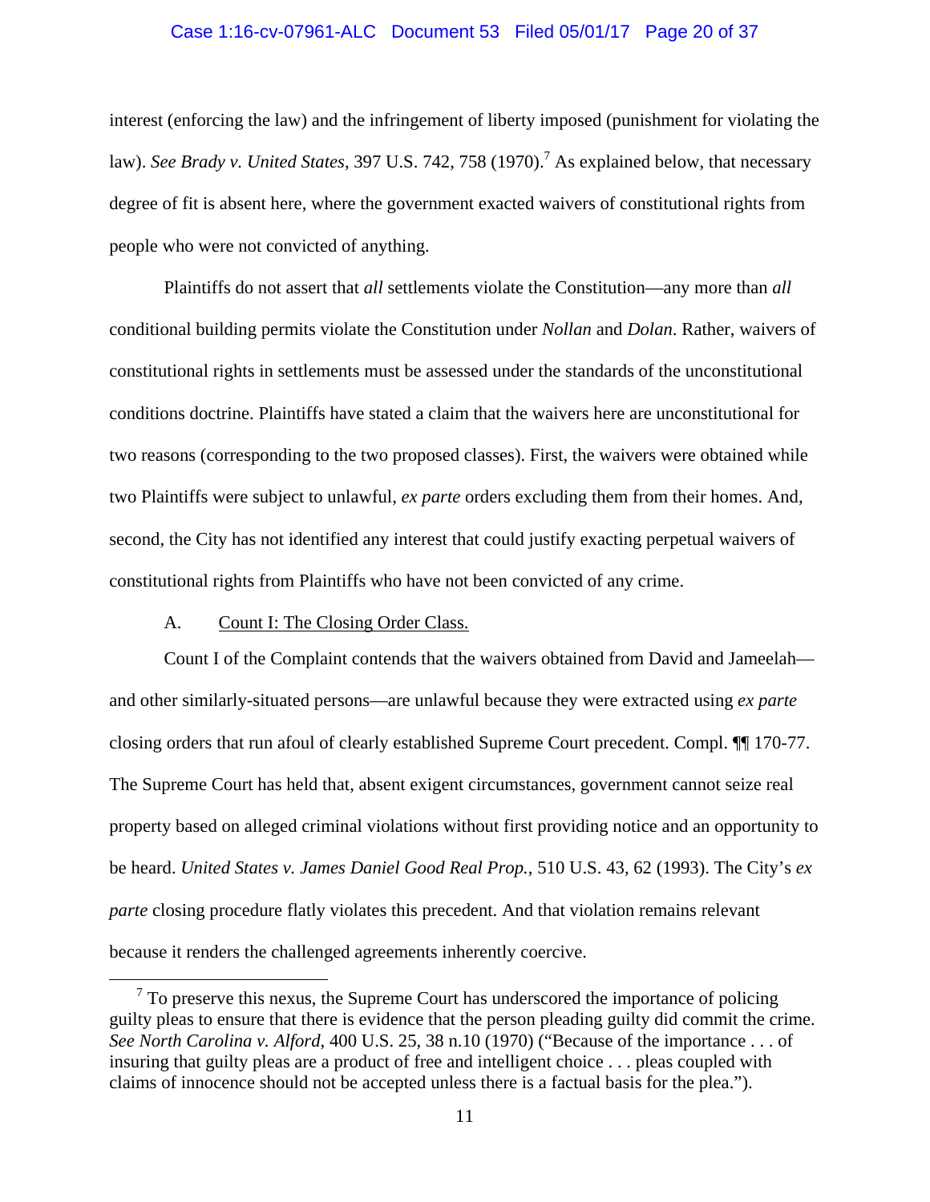interest (enforcing the law) and the infringement of liberty imposed (punishment for violating the law). *See Brady v. United States*, 397 U.S. 742, 758 (1970).[7] As explained below, that necessary degree of fit is absent here, where the government exacted waivers of constitutional rights from people who were not convicted of anything.

Plaintiffs do not assert that *all* settlements violate the Constitution—any more than *all* conditional building permits violate the Constitution under *Nollan* and *Dolan*. Rather, waivers of constitutional rights in settlements must be assessed under the standards of the unconstitutional conditions doctrine. Plaintiffs have stated a claim that the waivers here are unconstitutional for two reasons (corresponding to the two proposed classes). First, the waivers were obtained while two Plaintiffs were subject to unlawful, *ex parte* orders excluding them from their homes. And, second, the City has not identified any interest that could justify exacting perpetual waivers of constitutional rights from Plaintiffs who have not been convicted of any crime.

A. Count I: The Closing Order Class.

Count I of the Complaint contends that the waivers obtained from David and Jameelah—and other similarly-situated persons—are unlawful because they were extracted using *ex parte* closing orders that run afoul of clearly established Supreme Court precedent. Compl. ¶¶ 170-77. The Supreme Court has held that, absent exigent circumstances, government cannot seize real property based on alleged criminal violations without first providing notice and an opportunity to be heard. *United States v. James Daniel Good Real Prop.*, 510 U.S. 43, 62 (1993). The City's *ex parte* closing procedure flatly violates this precedent. And that violation remains relevant because it renders the challenged agreements inherently coercive.

[7] To preserve this nexus, the Supreme Court has underscored the importance of policing guilty pleas to ensure that there is evidence that the person pleading guilty did commit the crime. *See North Carolina v. Alford*, 400 U.S. 25, 38 n.10 (1970) ("Because of the importance . . . of insuring that guilty pleas are a product of free and intelligent choice . . . pleas coupled with claims of innocence should not be accepted unless there is a factual basis for the plea.").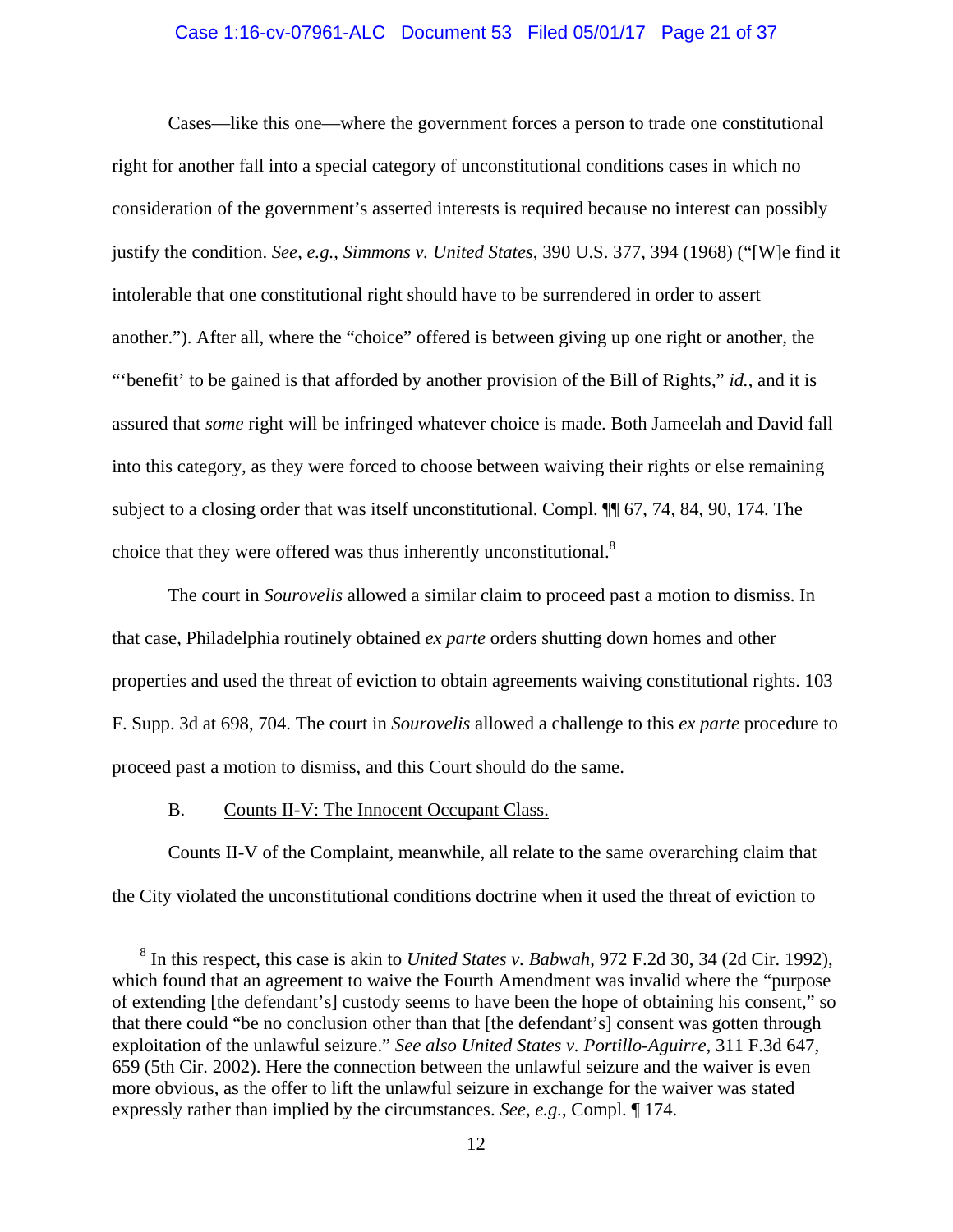Cases—like this one—where the government forces a person to trade one constitutional right for another fall into a special category of unconstitutional conditions cases in which no consideration of the government's asserted interests is required because no interest can possibly justify the condition. *See, e.g.*, *Simmons v. United States*, 390 U.S. 377, 394 (1968) ("[W]e find it intolerable that one constitutional right should have to be surrendered in order to assert another."). After all, where the "choice" offered is between giving up one right or another, the "'benefit' to be gained is that afforded by another provision of the Bill of Rights," *id.*, and it is assured that *some* right will be infringed whatever choice is made. Both Jameelah and David fall into this category, as they were forced to choose between waiving their rights or else remaining subject to a closing order that was itself unconstitutional. Compl. ¶¶ 67, 74, 84, 90, 174. The choice that they were offered was thus inherently unconstitutional.[8]

The court in *Sourovelis* allowed a similar claim to proceed past a motion to dismiss. In that case, Philadelphia routinely obtained *ex parte* orders shutting down homes and other properties and used the threat of eviction to obtain agreements waiving constitutional rights. 103 F. Supp. 3d at 698, 704. The court in *Sourovelis* allowed a challenge to this *ex parte* procedure to proceed past a motion to dismiss, and this Court should do the same.

B. <u>Counts II-V: The Innocent Occupant Class.</u>

Counts II-V of the Complaint, meanwhile, all relate to the same overarching claim that the City violated the unconstitutional conditions doctrine when it used the threat of eviction to

---

[8] In this respect, this case is akin to *United States v. Babwah*, 972 F.2d 30, 34 (2d Cir. 1992), which found that an agreement to waive the Fourth Amendment was invalid where the "purpose of extending [the defendant's] custody seems to have been the hope of obtaining his consent," so that there could "be no conclusion other than that [the defendant's] consent was gotten through exploitation of the unlawful seizure." *See also United States v. Portillo-Aguirre*, 311 F.3d 647, 659 (5th Cir. 2002). Here the connection between the unlawful seizure and the waiver is even more obvious, as the offer to lift the unlawful seizure in exchange for the waiver was stated expressly rather than implied by the circumstances. *See, e.g.*, Compl. ¶ 174.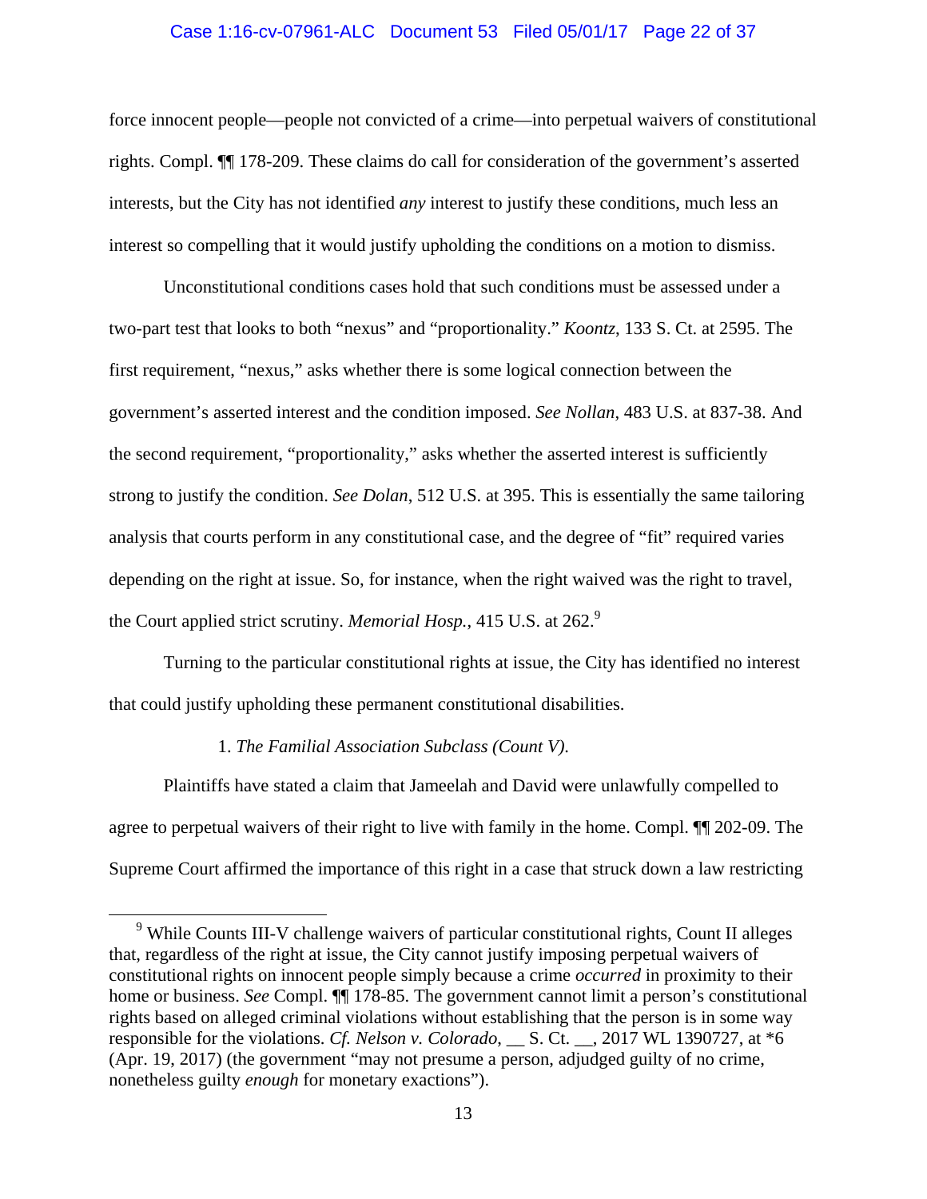force innocent people—people not convicted of a crime—into perpetual waivers of constitutional rights. Compl. ¶¶ 178-209. These claims do call for consideration of the government's asserted interests, but the City has not identified *any* interest to justify these conditions, much less an interest so compelling that it would justify upholding the conditions on a motion to dismiss.

Unconstitutional conditions cases hold that such conditions must be assessed under a two-part test that looks to both "nexus" and "proportionality." *Koontz*, 133 S. Ct. at 2595. The first requirement, "nexus," asks whether there is some logical connection between the government's asserted interest and the condition imposed. *See Nollan*, 483 U.S. at 837-38. And the second requirement, "proportionality," asks whether the asserted interest is sufficiently strong to justify the condition. *See Dolan*, 512 U.S. at 395. This is essentially the same tailoring analysis that courts perform in any constitutional case, and the degree of "fit" required varies depending on the right at issue. So, for instance, when the right waived was the right to travel, the Court applied strict scrutiny. *Memorial Hosp.*, 415 U.S. at 262.[9]

Turning to the particular constitutional rights at issue, the City has identified no interest that could justify upholding these permanent constitutional disabilities.

1. *The Familial Association Subclass (Count V).*

Plaintiffs have stated a claim that Jameelah and David were unlawfully compelled to agree to perpetual waivers of their right to live with family in the home. Compl. ¶¶ 202-09. The Supreme Court affirmed the importance of this right in a case that struck down a law restricting

[9] While Counts III-V challenge waivers of particular constitutional rights, Count II alleges that, regardless of the right at issue, the City cannot justify imposing perpetual waivers of constitutional rights on innocent people simply because a crime *occurred* in proximity to their home or business. *See* Compl. ¶¶ 178-85. The government cannot limit a person's constitutional rights based on alleged criminal violations without establishing that the person is in some way responsible for the violations. *Cf. Nelson v. Colorado*, __ S. Ct. __, 2017 WL 1390727, at *6 (Apr. 19, 2017) (the government "may not presume a person, adjudged guilty of no crime, nonetheless guilty *enough* for monetary exactions").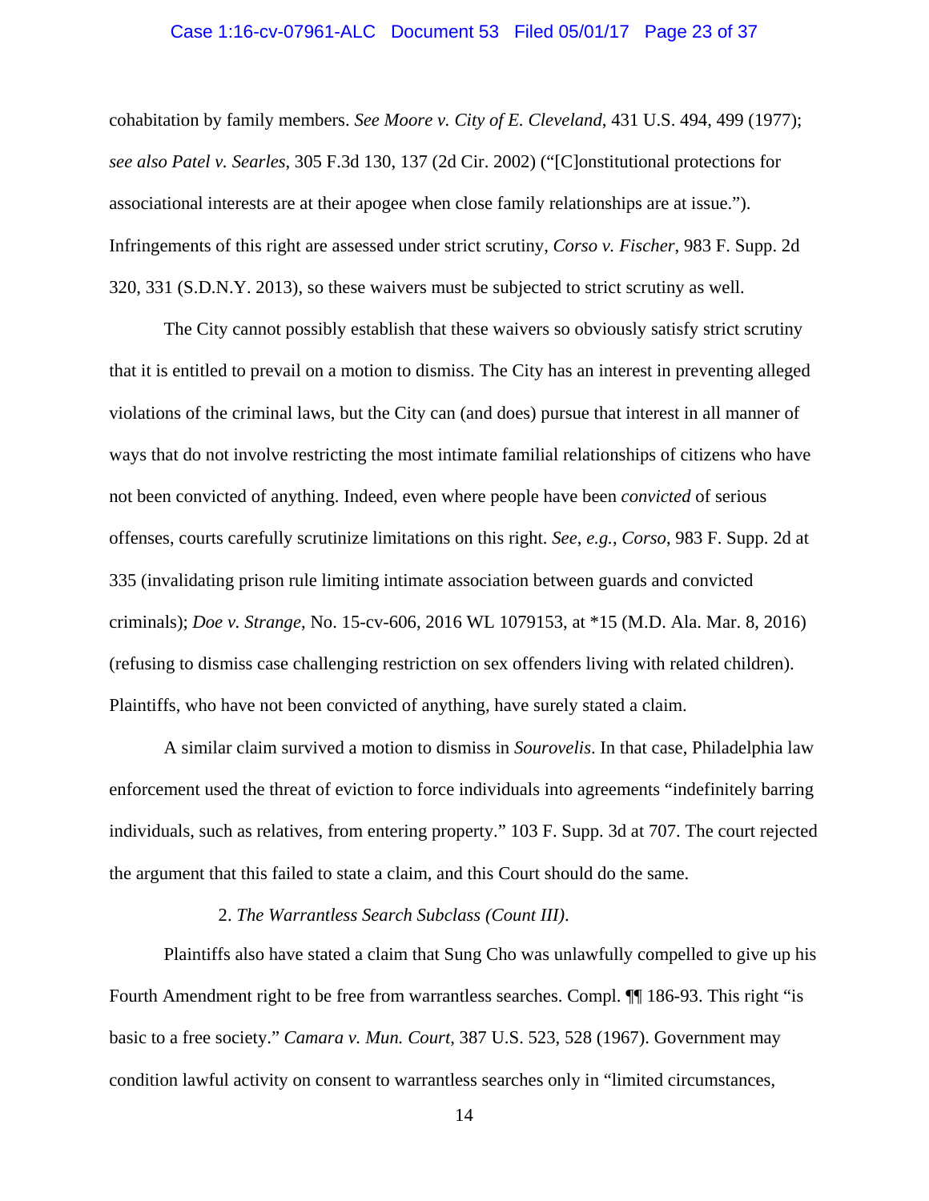cohabitation by family members. *See Moore v. City of E. Cleveland*, 431 U.S. 494, 499 (1977); *see also Patel v. Searles*, 305 F.3d 130, 137 (2d Cir. 2002) ("[C]onstitutional protections for associational interests are at their apogee when close family relationships are at issue."). Infringements of this right are assessed under strict scrutiny, *Corso v. Fischer*, 983 F. Supp. 2d 320, 331 (S.D.N.Y. 2013), so these waivers must be subjected to strict scrutiny as well.

The City cannot possibly establish that these waivers so obviously satisfy strict scrutiny that it is entitled to prevail on a motion to dismiss. The City has an interest in preventing alleged violations of the criminal laws, but the City can (and does) pursue that interest in all manner of ways that do not involve restricting the most intimate familial relationships of citizens who have not been convicted of anything. Indeed, even where people have been *convicted* of serious offenses, courts carefully scrutinize limitations on this right. *See, e.g.*, *Corso*, 983 F. Supp. 2d at 335 (invalidating prison rule limiting intimate association between guards and convicted criminals); *Doe v. Strange*, No. 15-cv-606, 2016 WL 1079153, at *15 (M.D. Ala. Mar. 8, 2016) (refusing to dismiss case challenging restriction on sex offenders living with related children). Plaintiffs, who have not been convicted of anything, have surely stated a claim.

A similar claim survived a motion to dismiss in *Sourovelis*. In that case, Philadelphia law enforcement used the threat of eviction to force individuals into agreements "indefinitely barring individuals, such as relatives, from entering property." 103 F. Supp. 3d at 707. The court rejected the argument that this failed to state a claim, and this Court should do the same.

2. *The Warrantless Search Subclass (Count III).*

Plaintiffs also have stated a claim that Sung Cho was unlawfully compelled to give up his Fourth Amendment right to be free from warrantless searches. Compl. ¶¶ 186-93. This right "is basic to a free society." *Camara v. Mun. Court*, 387 U.S. 523, 528 (1967). Government may condition lawful activity on consent to warrantless searches only in "limited circumstances,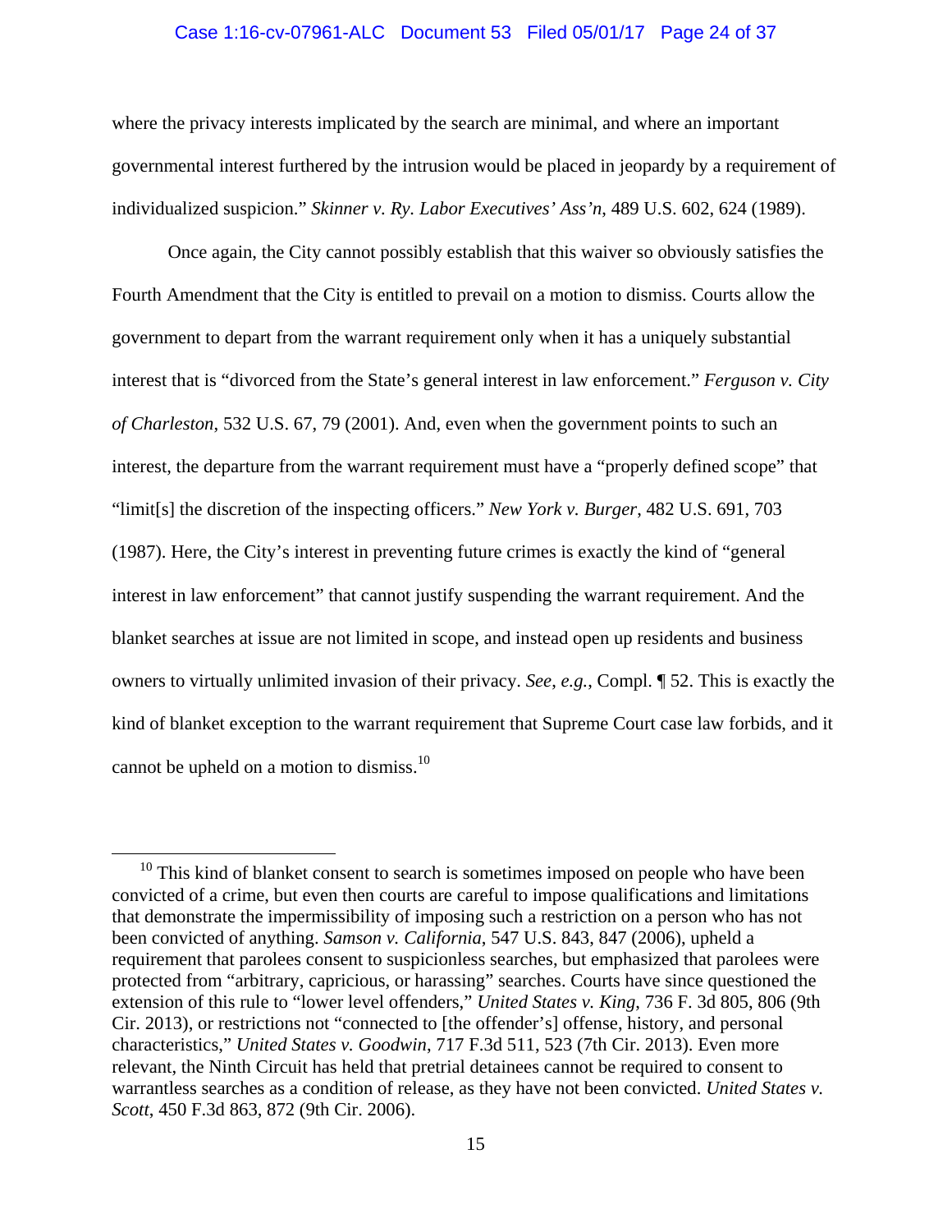where the privacy interests implicated by the search are minimal, and where an important governmental interest furthered by the intrusion would be placed in jeopardy by a requirement of individualized suspicion." *Skinner v. Ry. Labor Executives' Ass'n*, 489 U.S. 602, 624 (1989).

Once again, the City cannot possibly establish that this waiver so obviously satisfies the Fourth Amendment that the City is entitled to prevail on a motion to dismiss. Courts allow the government to depart from the warrant requirement only when it has a uniquely substantial interest that is "divorced from the State's general interest in law enforcement." *Ferguson v. City of Charleston*, 532 U.S. 67, 79 (2001). And, even when the government points to such an interest, the departure from the warrant requirement must have a "properly defined scope" that "limit[s] the discretion of the inspecting officers." *New York v. Burger*, 482 U.S. 691, 703 (1987). Here, the City's interest in preventing future crimes is exactly the kind of "general interest in law enforcement" that cannot justify suspending the warrant requirement. And the blanket searches at issue are not limited in scope, and instead open up residents and business owners to virtually unlimited invasion of their privacy. *See, e.g.*, Compl. ¶ 52. This is exactly the kind of blanket exception to the warrant requirement that Supreme Court case law forbids, and it cannot be upheld on a motion to dismiss.[10]

[10] This kind of blanket consent to search is sometimes imposed on people who have been convicted of a crime, but even then courts are careful to impose qualifications and limitations that demonstrate the impermissibility of imposing such a restriction on a person who has not been convicted of anything. *Samson v. California*, 547 U.S. 843, 847 (2006), upheld a requirement that parolees consent to suspicionless searches, but emphasized that parolees were protected from "arbitrary, capricious, or harassing" searches. Courts have since questioned the extension of this rule to "lower level offenders," *United States v. King*, 736 F. 3d 805, 806 (9th Cir. 2013), or restrictions not "connected to [the offender's] offense, history, and personal characteristics," *United States v. Goodwin*, 717 F.3d 511, 523 (7th Cir. 2013). Even more relevant, the Ninth Circuit has held that pretrial detainees cannot be required to consent to warrantless searches as a condition of release, as they have not been convicted. *United States v. Scott*, 450 F.3d 863, 872 (9th Cir. 2006).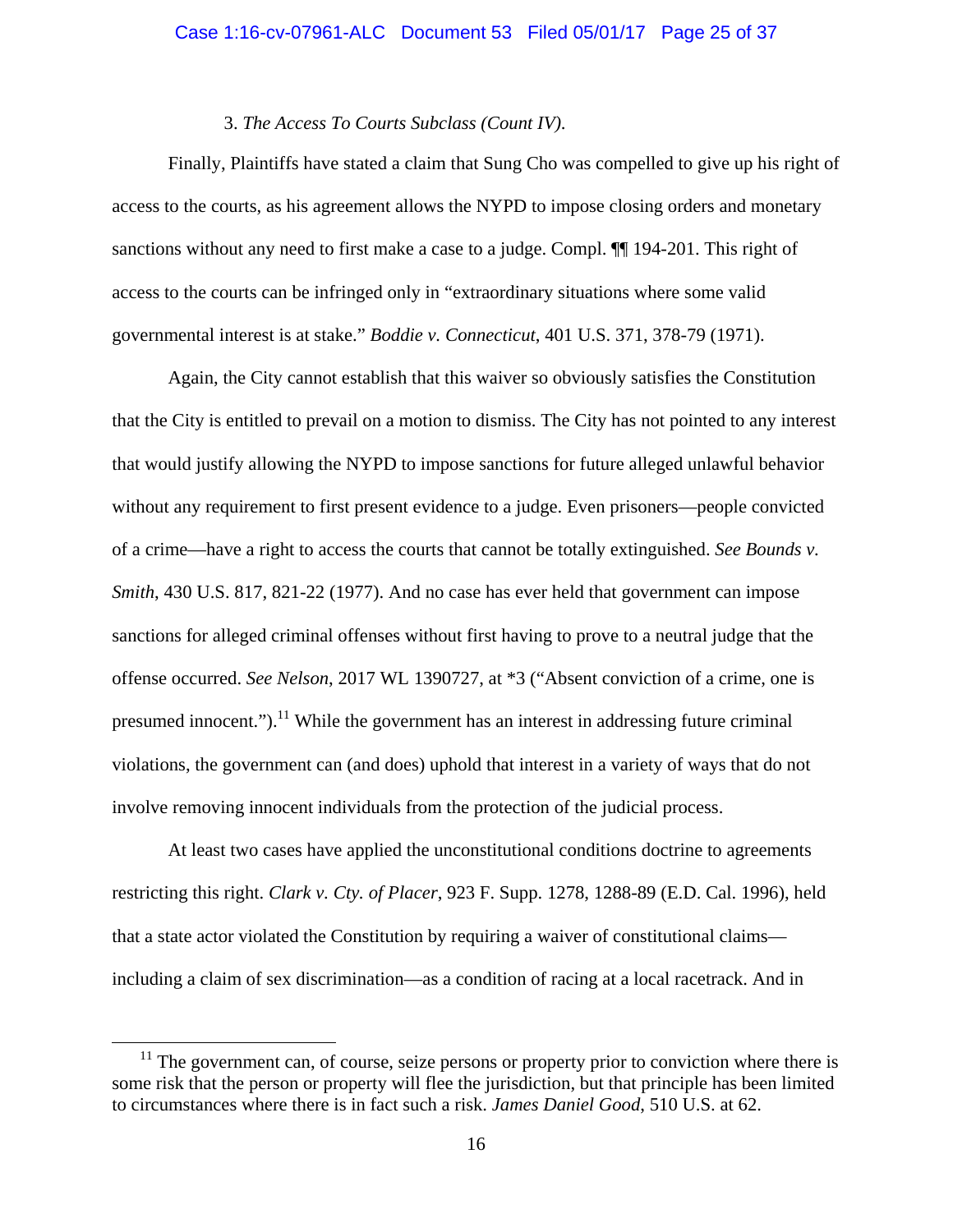### 3. *The Access To Courts Subclass (Count IV).*

Finally, Plaintiffs have stated a claim that Sung Cho was compelled to give up his right of access to the courts, as his agreement allows the NYPD to impose closing orders and monetary sanctions without any need to first make a case to a judge. Compl. ¶¶ 194-201. This right of access to the courts can be infringed only in "extraordinary situations where some valid governmental interest is at stake." *Boddie v. Connecticut*, 401 U.S. 371, 378-79 (1971).

Again, the City cannot establish that this waiver so obviously satisfies the Constitution that the City is entitled to prevail on a motion to dismiss. The City has not pointed to any interest that would justify allowing the NYPD to impose sanctions for future alleged unlawful behavior without any requirement to first present evidence to a judge. Even prisoners—people convicted of a crime—have a right to access the courts that cannot be totally extinguished. *See Bounds v. Smith*, 430 U.S. 817, 821-22 (1977). And no case has ever held that government can impose sanctions for alleged criminal offenses without first having to prove to a neutral judge that the offense occurred. *See Nelson*, 2017 WL 1390727, at *3 ("Absent conviction of a crime, one is presumed innocent.").[11] While the government has an interest in addressing future criminal violations, the government can (and does) uphold that interest in a variety of ways that do not involve removing innocent individuals from the protection of the judicial process.

At least two cases have applied the unconstitutional conditions doctrine to agreements restricting this right. *Clark v. Cty. of Placer*, 923 F. Supp. 1278, 1288-89 (E.D. Cal. 1996), held that a state actor violated the Constitution by requiring a waiver of constitutional claims—including a claim of sex discrimination—as a condition of racing at a local racetrack. And in

[11] The government can, of course, seize persons or property prior to conviction where there is some risk that the person or property will flee the jurisdiction, but that principle has been limited to circumstances where there is in fact such a risk. *James Daniel Good*, 510 U.S. at 62.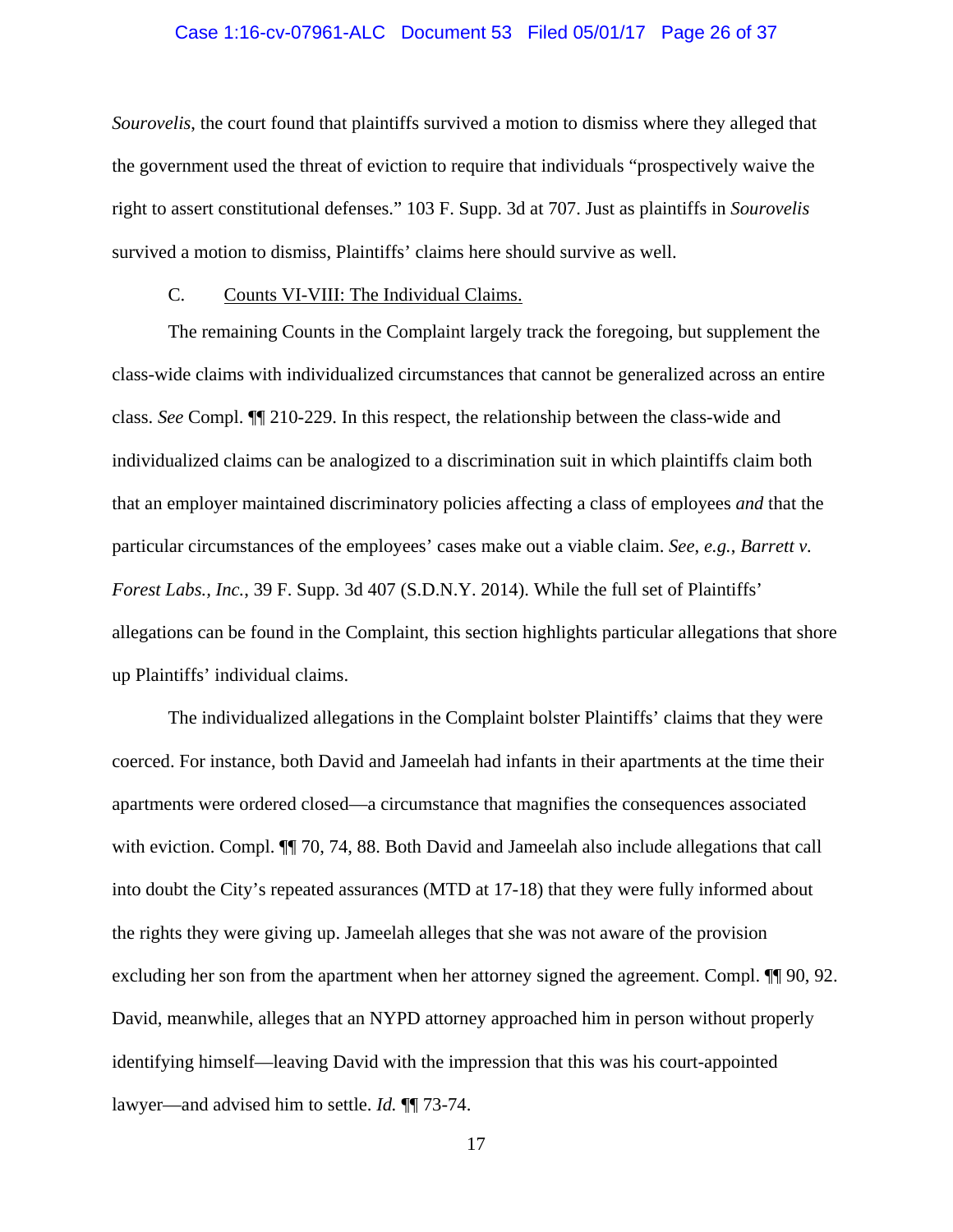*Sourovelis*, the court found that plaintiffs survived a motion to dismiss where they alleged that the government used the threat of eviction to require that individuals "prospectively waive the right to assert constitutional defenses." 103 F. Supp. 3d at 707. Just as plaintiffs in *Sourovelis* survived a motion to dismiss, Plaintiffs' claims here should survive as well.

### C. Counts VI-VIII: The Individual Claims.

The remaining Counts in the Complaint largely track the foregoing, but supplement the class-wide claims with individualized circumstances that cannot be generalized across an entire class. *See* Compl. ¶¶ 210-229. In this respect, the relationship between the class-wide and individualized claims can be analogized to a discrimination suit in which plaintiffs claim both that an employer maintained discriminatory policies affecting a class of employees *and* that the particular circumstances of the employees' cases make out a viable claim. *See, e.g.*, *Barrett v. Forest Labs., Inc.*, 39 F. Supp. 3d 407 (S.D.N.Y. 2014). While the full set of Plaintiffs' allegations can be found in the Complaint, this section highlights particular allegations that shore up Plaintiffs' individual claims.

The individualized allegations in the Complaint bolster Plaintiffs' claims that they were coerced. For instance, both David and Jameelah had infants in their apartments at the time their apartments were ordered closed—a circumstance that magnifies the consequences associated with eviction. Compl. ¶¶ 70, 74, 88. Both David and Jameelah also include allegations that call into doubt the City's repeated assurances (MTD at 17-18) that they were fully informed about the rights they were giving up. Jameelah alleges that she was not aware of the provision excluding her son from the apartment when her attorney signed the agreement. Compl. ¶¶ 90, 92. David, meanwhile, alleges that an NYPD attorney approached him in person without properly identifying himself—leaving David with the impression that this was his court-appointed lawyer—and advised him to settle. *Id.* ¶¶ 73-74.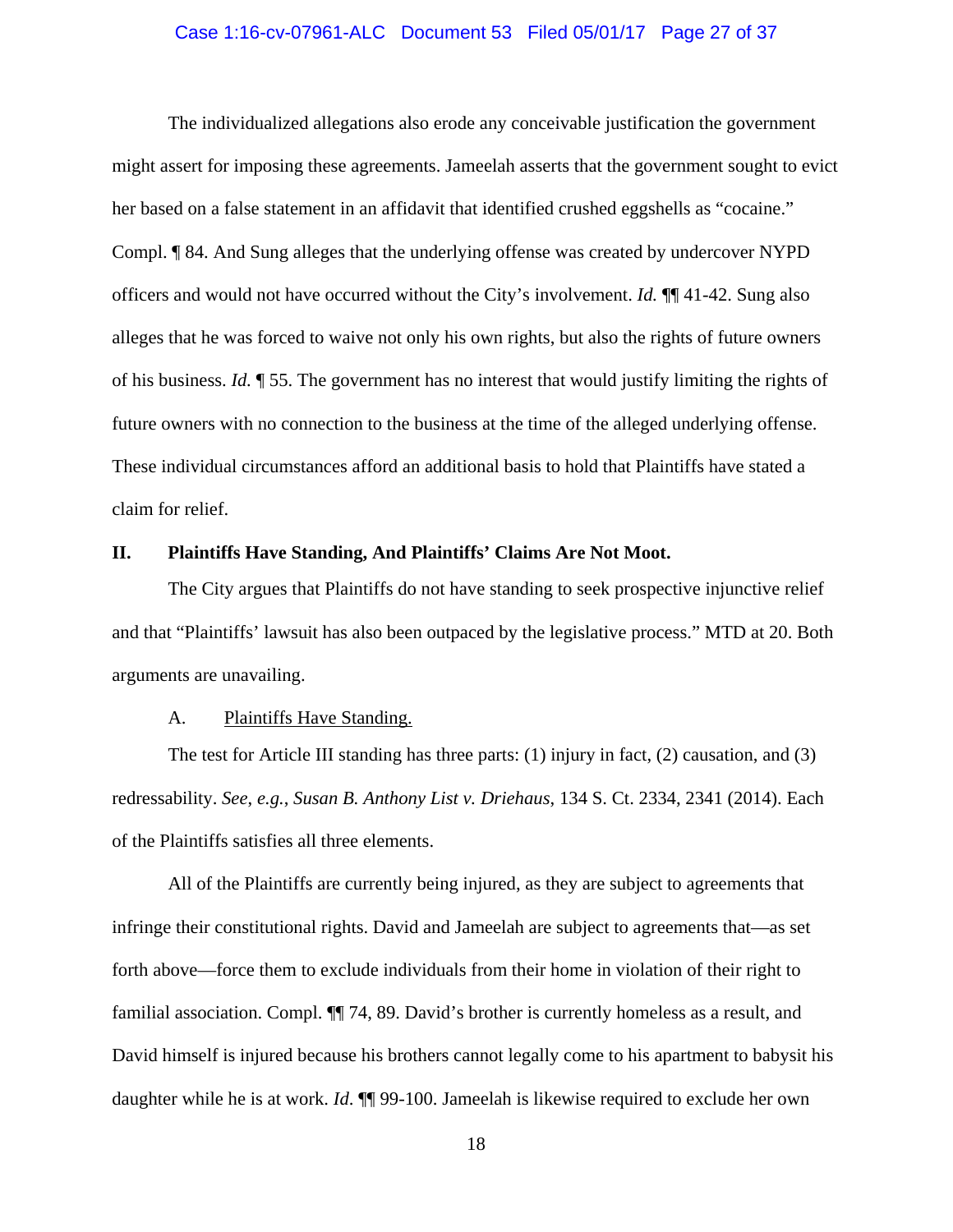The individualized allegations also erode any conceivable justification the government might assert for imposing these agreements. Jameelah asserts that the government sought to evict her based on a false statement in an affidavit that identified crushed eggshells as "cocaine." Compl. ¶ 84. And Sung alleges that the underlying offense was created by undercover NYPD officers and would not have occurred without the City's involvement. *Id.* ¶¶ 41-42. Sung also alleges that he was forced to waive not only his own rights, but also the rights of future owners of his business. *Id.* ¶ 55. The government has no interest that would justify limiting the rights of future owners with no connection to the business at the time of the alleged underlying offense. These individual circumstances afford an additional basis to hold that Plaintiffs have stated a claim for relief.

## II. Plaintiffs Have Standing, And Plaintiffs' Claims Are Not Moot.

The City argues that Plaintiffs do not have standing to seek prospective injunctive relief and that "Plaintiffs' lawsuit has also been outpaced by the legislative process." MTD at 20. Both arguments are unavailing.

### A. Plaintiffs Have Standing.

The test for Article III standing has three parts: (1) injury in fact, (2) causation, and (3) redressability. *See, e.g.*, *Susan B. Anthony List v. Driehaus*, 134 S. Ct. 2334, 2341 (2014). Each of the Plaintiffs satisfies all three elements.

All of the Plaintiffs are currently being injured, as they are subject to agreements that infringe their constitutional rights. David and Jameelah are subject to agreements that—as set forth above—force them to exclude individuals from their home in violation of their right to familial association. Compl. ¶¶ 74, 89. David's brother is currently homeless as a result, and David himself is injured because his brothers cannot legally come to his apartment to babysit his daughter while he is at work. *Id*. ¶¶ 99-100. Jameelah is likewise required to exclude her own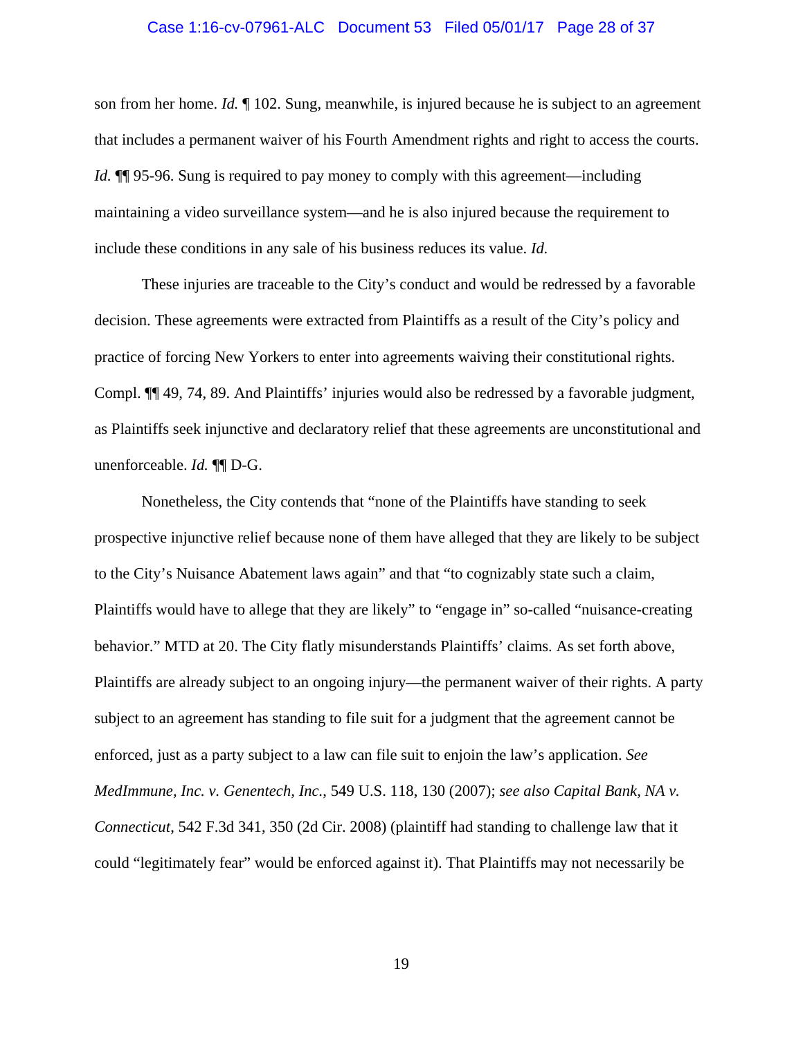son from her home. *Id.* ¶ 102. Sung, meanwhile, is injured because he is subject to an agreement that includes a permanent waiver of his Fourth Amendment rights and right to access the courts. *Id.* ¶¶ 95-96. Sung is required to pay money to comply with this agreement—including maintaining a video surveillance system—and he is also injured because the requirement to include these conditions in any sale of his business reduces its value. *Id.*

These injuries are traceable to the City's conduct and would be redressed by a favorable decision. These agreements were extracted from Plaintiffs as a result of the City's policy and practice of forcing New Yorkers to enter into agreements waiving their constitutional rights. Compl. ¶¶ 49, 74, 89. And Plaintiffs' injuries would also be redressed by a favorable judgment, as Plaintiffs seek injunctive and declaratory relief that these agreements are unconstitutional and unenforceable. *Id.* ¶¶ D-G.

Nonetheless, the City contends that "none of the Plaintiffs have standing to seek prospective injunctive relief because none of them have alleged that they are likely to be subject to the City's Nuisance Abatement laws again" and that "to cognizably state such a claim, Plaintiffs would have to allege that they are likely" to "engage in" so-called "nuisance-creating behavior." MTD at 20. The City flatly misunderstands Plaintiffs' claims. As set forth above, Plaintiffs are already subject to an ongoing injury—the permanent waiver of their rights. A party subject to an agreement has standing to file suit for a judgment that the agreement cannot be enforced, just as a party subject to a law can file suit to enjoin the law's application. *See MedImmune, Inc. v. Genentech, Inc.*, 549 U.S. 118, 130 (2007); *see also Capital Bank, NA v. Connecticut*, 542 F.3d 341, 350 (2d Cir. 2008) (plaintiff had standing to challenge law that it could "legitimately fear" would be enforced against it). That Plaintiffs may not necessarily be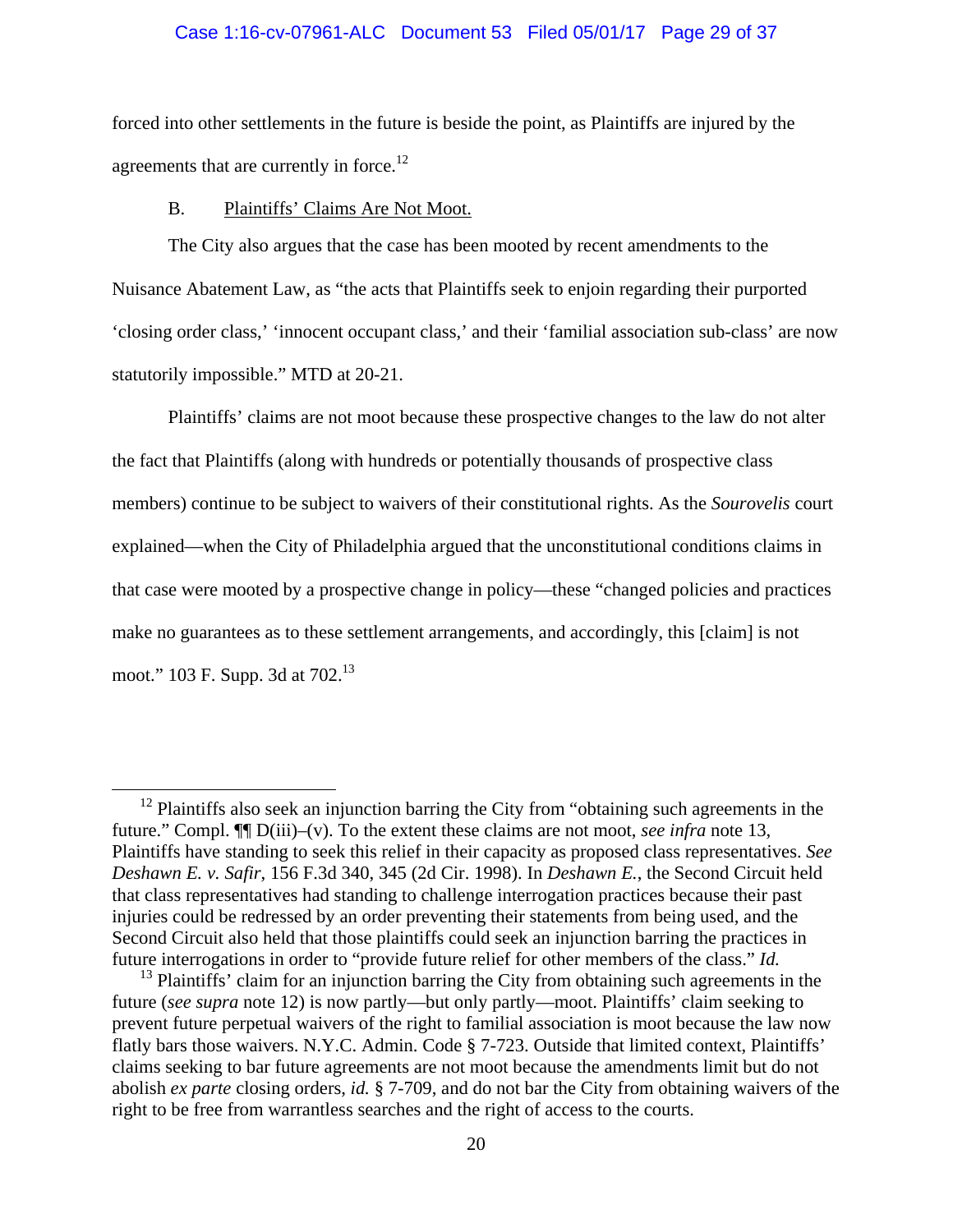forced into other settlements in the future is beside the point, as Plaintiffs are injured by the agreements that are currently in force.[12]

B. Plaintiffs' Claims Are Not Moot.

The City also argues that the case has been mooted by recent amendments to the Nuisance Abatement Law, as "the acts that Plaintiffs seek to enjoin regarding their purported 'closing order class,' 'innocent occupant class,' and their 'familial association sub-class' are now statutorily impossible." MTD at 20-21.

Plaintiffs' claims are not moot because these prospective changes to the law do not alter the fact that Plaintiffs (along with hundreds or potentially thousands of prospective class members) continue to be subject to waivers of their constitutional rights. As the *Sourovelis* court explained—when the City of Philadelphia argued that the unconstitutional conditions claims in that case were mooted by a prospective change in policy—these "changed policies and practices make no guarantees as to these settlement arrangements, and accordingly, this [claim] is not moot." 103 F. Supp. 3d at 702.[13]

---

[12] Plaintiffs also seek an injunction barring the City from "obtaining such agreements in the future." Compl. ¶¶ D(iii)–(v). To the extent these claims are not moot, *see infra* note 13, Plaintiffs have standing to seek this relief in their capacity as proposed class representatives. *See Deshawn E. v. Safir*, 156 F.3d 340, 345 (2d Cir. 1998). In *Deshawn E.*, the Second Circuit held that class representatives had standing to challenge interrogation practices because their past injuries could be redressed by an order preventing their statements from being used, and the Second Circuit also held that those plaintiffs could seek an injunction barring the practices in future interrogations in order to "provide future relief for other members of the class." *Id.*

[13] Plaintiffs' claim for an injunction barring the City from obtaining such agreements in the future (*see supra* note 12) is now partly—but only partly—moot. Plaintiffs' claim seeking to prevent future perpetual waivers of the right to familial association is moot because the law now flatly bars those waivers. N.Y.C. Admin. Code § 7-723. Outside that limited context, Plaintiffs' claims seeking to bar future agreements are not moot because the amendments limit but do not abolish *ex parte* closing orders, *id.* § 7-709, and do not bar the City from obtaining waivers of the right to be free from warrantless searches and the right of access to the courts.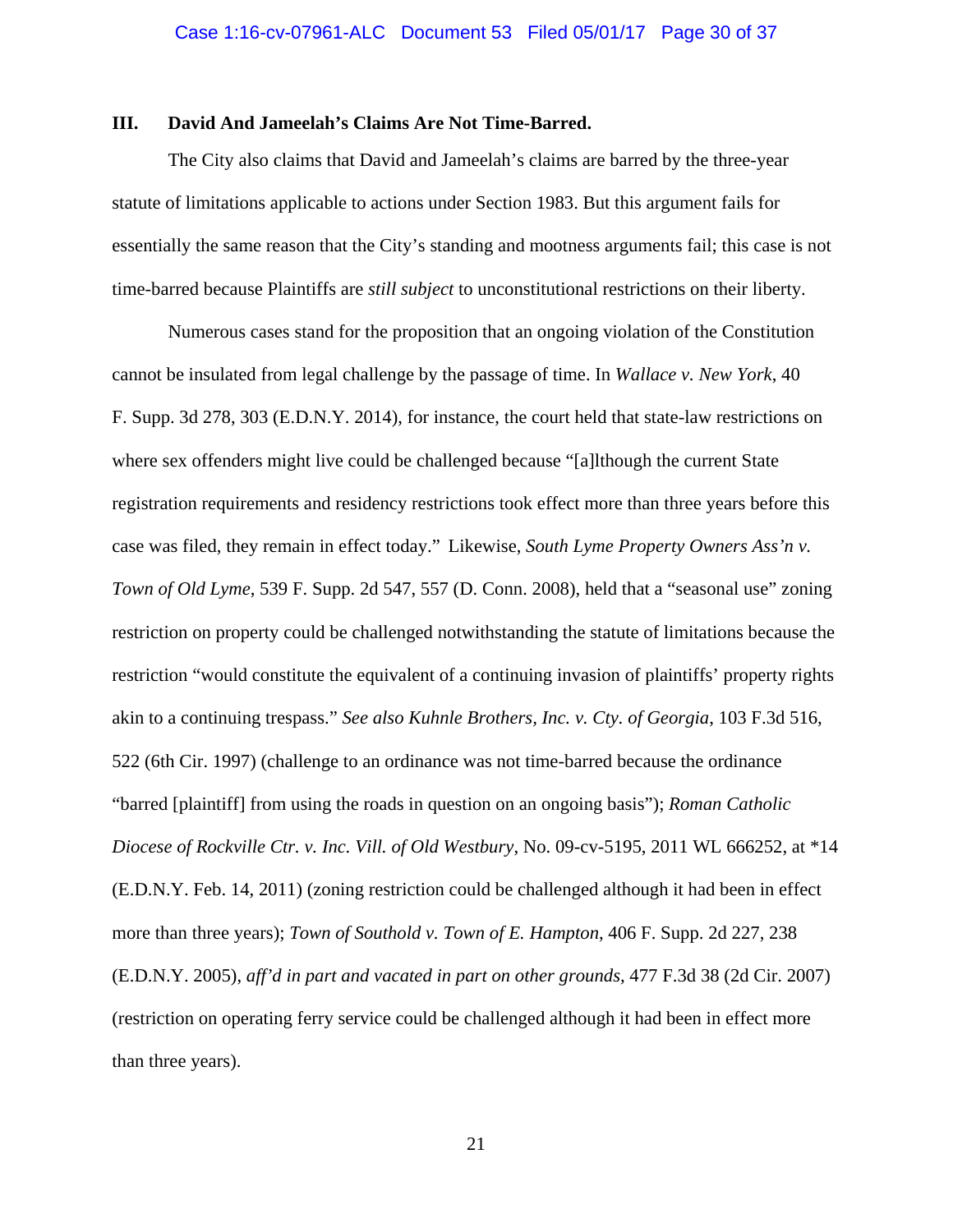### III. David And Jameelah's Claims Are Not Time-Barred.

The City also claims that David and Jameelah's claims are barred by the three-year statute of limitations applicable to actions under Section 1983. But this argument fails for essentially the same reason that the City's standing and mootness arguments fail; this case is not time-barred because Plaintiffs are *still subject* to unconstitutional restrictions on their liberty.

Numerous cases stand for the proposition that an ongoing violation of the Constitution cannot be insulated from legal challenge by the passage of time. In *Wallace v. New York*, 40 F. Supp. 3d 278, 303 (E.D.N.Y. 2014), for instance, the court held that state-law restrictions on where sex offenders might live could be challenged because "[a]lthough the current State registration requirements and residency restrictions took effect more than three years before this case was filed, they remain in effect today." Likewise, *South Lyme Property Owners Ass'n v. Town of Old Lyme*, 539 F. Supp. 2d 547, 557 (D. Conn. 2008), held that a "seasonal use" zoning restriction on property could be challenged notwithstanding the statute of limitations because the restriction "would constitute the equivalent of a continuing invasion of plaintiffs' property rights akin to a continuing trespass." *See also Kuhnle Brothers, Inc. v. Cty. of Georgia*, 103 F.3d 516, 522 (6th Cir. 1997) (challenge to an ordinance was not time-barred because the ordinance "barred [plaintiff] from using the roads in question on an ongoing basis"); *Roman Catholic Diocese of Rockville Ctr. v. Inc. Vill. of Old Westbury*, No. 09-cv-5195, 2011 WL 666252, at *14 (E.D.N.Y. Feb. 14, 2011) (zoning restriction could be challenged although it had been in effect more than three years); *Town of Southold v. Town of E. Hampton*, 406 F. Supp. 2d 227, 238 (E.D.N.Y. 2005), *aff'd in part and vacated in part on other grounds*, 477 F.3d 38 (2d Cir. 2007) (restriction on operating ferry service could be challenged although it had been in effect more than three years).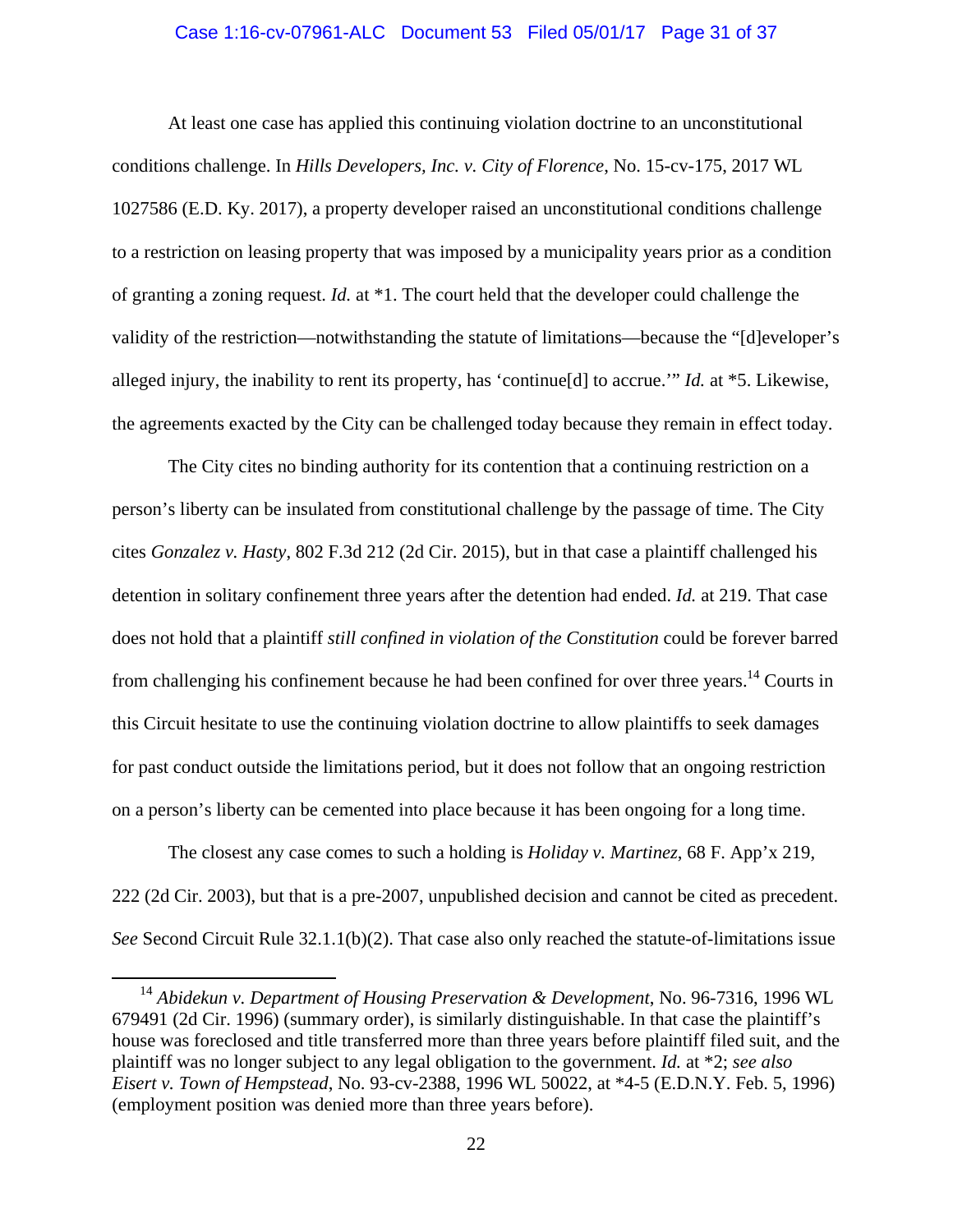At least one case has applied this continuing violation doctrine to an unconstitutional conditions challenge. In *Hills Developers, Inc. v. City of Florence*, No. 15-cv-175, 2017 WL 1027586 (E.D. Ky. 2017), a property developer raised an unconstitutional conditions challenge to a restriction on leasing property that was imposed by a municipality years prior as a condition of granting a zoning request. *Id.* at *1. The court held that the developer could challenge the validity of the restriction—notwithstanding the statute of limitations—because the "[d]eveloper's alleged injury, the inability to rent its property, has 'continue[d] to accrue.'" *Id.* at *5. Likewise, the agreements exacted by the City can be challenged today because they remain in effect today.

The City cites no binding authority for its contention that a continuing restriction on a person's liberty can be insulated from constitutional challenge by the passage of time. The City cites *Gonzalez v. Hasty*, 802 F.3d 212 (2d Cir. 2015), but in that case a plaintiff challenged his detention in solitary confinement three years after the detention had ended. *Id.* at 219. That case does not hold that a plaintiff *still confined in violation of the Constitution* could be forever barred from challenging his confinement because he had been confined for over three years.[14] Courts in this Circuit hesitate to use the continuing violation doctrine to allow plaintiffs to seek damages for past conduct outside the limitations period, but it does not follow that an ongoing restriction on a person's liberty can be cemented into place because it has been ongoing for a long time.

The closest any case comes to such a holding is *Holiday v. Martinez*, 68 F. App'x 219, 222 (2d Cir. 2003), but that is a pre-2007, unpublished decision and cannot be cited as precedent. *See* Second Circuit Rule 32.1.1(b)(2). That case also only reached the statute-of-limitations issue

[14] *Abidekun v. Department of Housing Preservation & Development*, No. 96-7316, 1996 WL 679491 (2d Cir. 1996) (summary order), is similarly distinguishable. In that case the plaintiff's house was foreclosed and title transferred more than three years before plaintiff filed suit, and the plaintiff was no longer subject to any legal obligation to the government. *Id.* at *2; *see also Eisert v. Town of Hempstead*, No. 93-cv-2388, 1996 WL 50022, at *4-5 (E.D.N.Y. Feb. 5, 1996) (employment position was denied more than three years before).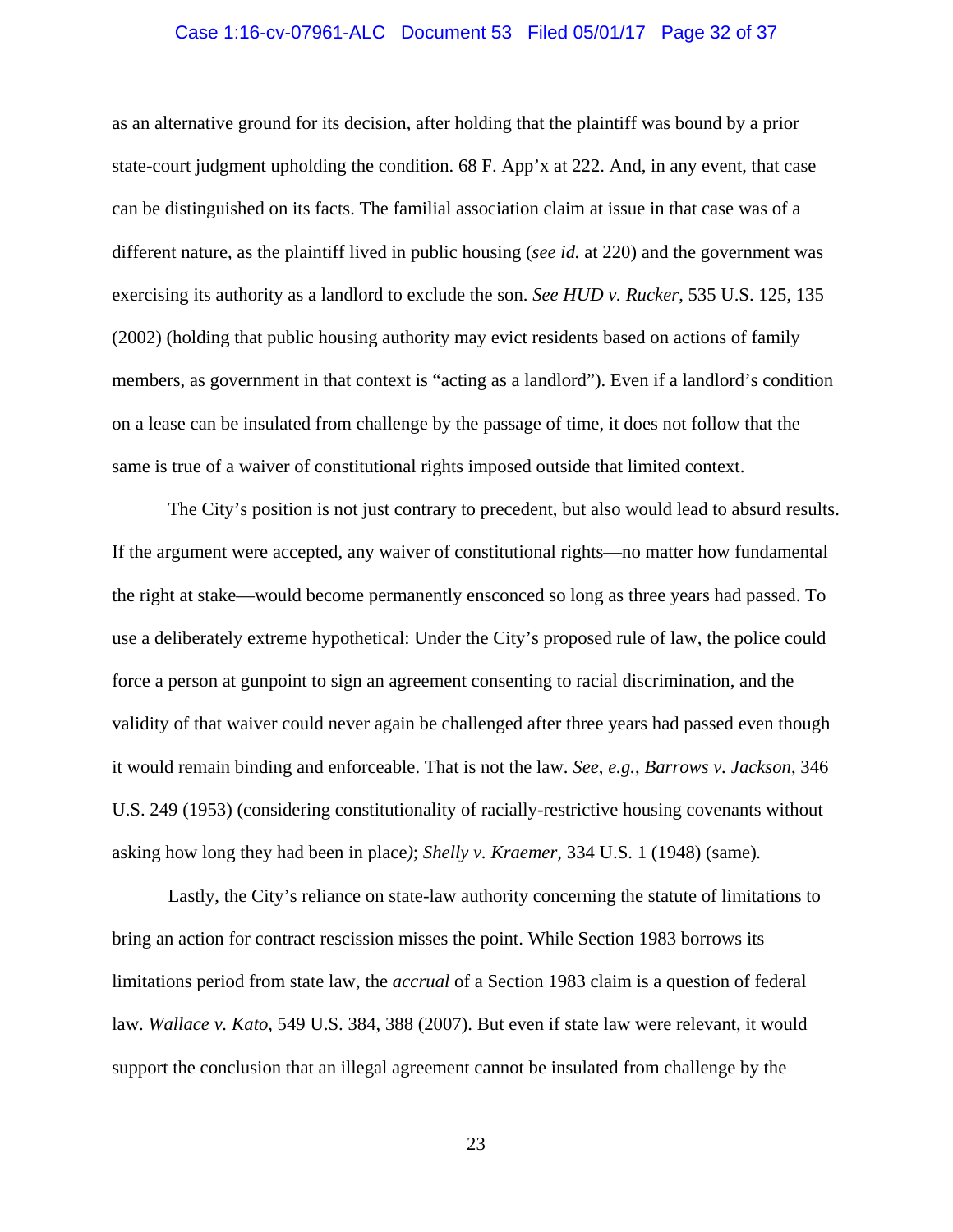as an alternative ground for its decision, after holding that the plaintiff was bound by a prior state-court judgment upholding the condition. 68 F. App'x at 222. And, in any event, that case can be distinguished on its facts. The familial association claim at issue in that case was of a different nature, as the plaintiff lived in public housing (*see id.* at 220) and the government was exercising its authority as a landlord to exclude the son. *See HUD v. Rucker*, 535 U.S. 125, 135 (2002) (holding that public housing authority may evict residents based on actions of family members, as government in that context is "acting as a landlord"). Even if a landlord's condition on a lease can be insulated from challenge by the passage of time, it does not follow that the same is true of a waiver of constitutional rights imposed outside that limited context.

The City's position is not just contrary to precedent, but also would lead to absurd results. If the argument were accepted, any waiver of constitutional rights—no matter how fundamental the right at stake—would become permanently ensconced so long as three years had passed. To use a deliberately extreme hypothetical: Under the City's proposed rule of law, the police could force a person at gunpoint to sign an agreement consenting to racial discrimination, and the validity of that waiver could never again be challenged after three years had passed even though it would remain binding and enforceable. That is not the law. *See, e.g.*, *Barrows v. Jackson*, 346 U.S. 249 (1953) (considering constitutionality of racially-restrictive housing covenants without asking how long they had been in place); *Shelly v. Kraemer*, 334 U.S. 1 (1948) (same).

Lastly, the City's reliance on state-law authority concerning the statute of limitations to bring an action for contract rescission misses the point. While Section 1983 borrows its limitations period from state law, the *accrual* of a Section 1983 claim is a question of federal law. *Wallace v. Kato*, 549 U.S. 384, 388 (2007). But even if state law were relevant, it would support the conclusion that an illegal agreement cannot be insulated from challenge by the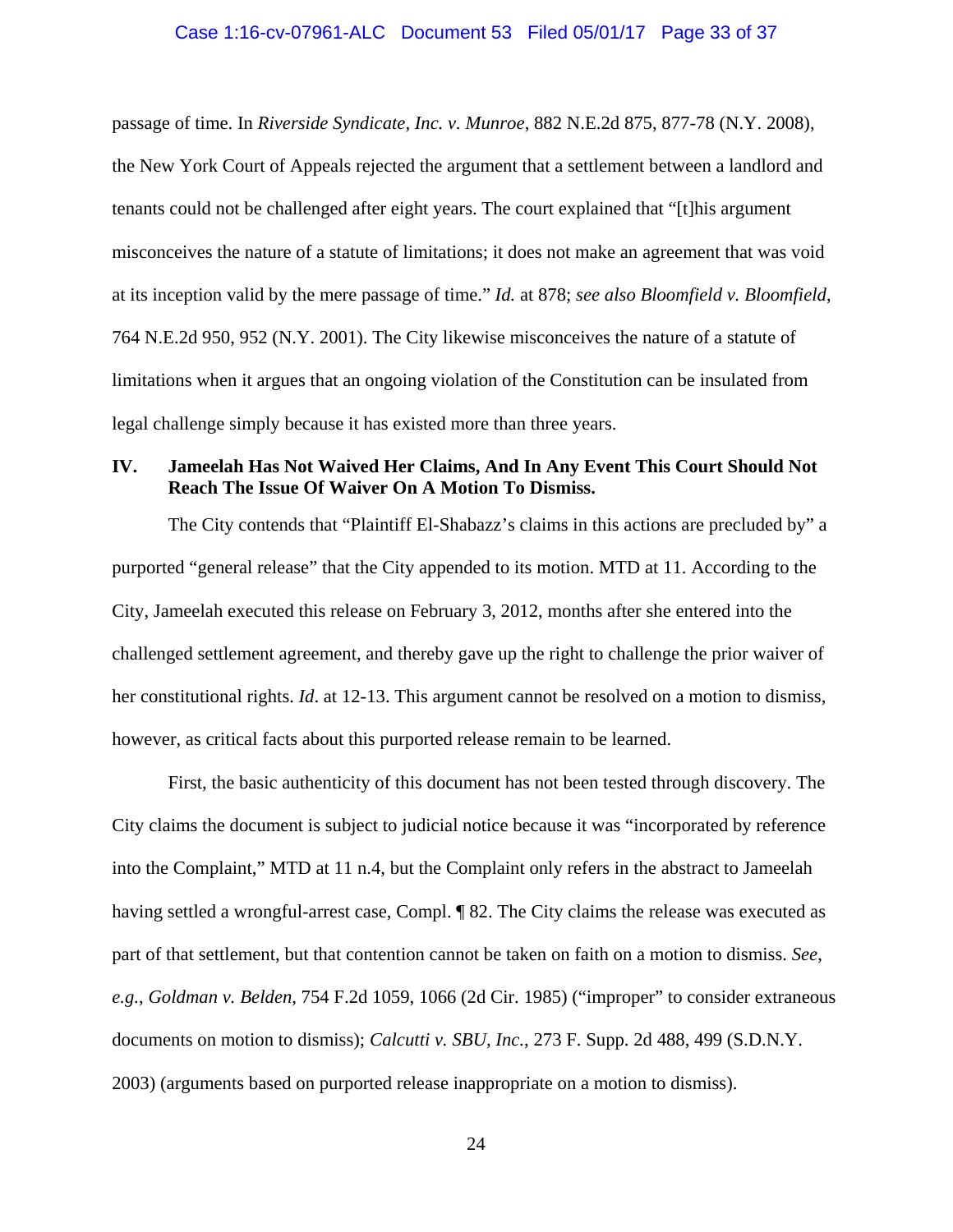passage of time. In *Riverside Syndicate, Inc. v. Munroe*, 882 N.E.2d 875, 877-78 (N.Y. 2008), the New York Court of Appeals rejected the argument that a settlement between a landlord and tenants could not be challenged after eight years. The court explained that "[t]his argument misconceives the nature of a statute of limitations; it does not make an agreement that was void at its inception valid by the mere passage of time." *Id.* at 878; *see also Bloomfield v. Bloomfield*, 764 N.E.2d 950, 952 (N.Y. 2001). The City likewise misconceives the nature of a statute of limitations when it argues that an ongoing violation of the Constitution can be insulated from legal challenge simply because it has existed more than three years.

## IV. Jameelah Has Not Waived Her Claims, And In Any Event This Court Should Not Reach The Issue Of Waiver On A Motion To Dismiss.

The City contends that "Plaintiff El-Shabazz's claims in this actions are precluded by" a purported "general release" that the City appended to its motion. MTD at 11. According to the City, Jameelah executed this release on February 3, 2012, months after she entered into the challenged settlement agreement, and thereby gave up the right to challenge the prior waiver of her constitutional rights. *Id*. at 12-13. This argument cannot be resolved on a motion to dismiss, however, as critical facts about this purported release remain to be learned.

First, the basic authenticity of this document has not been tested through discovery. The City claims the document is subject to judicial notice because it was "incorporated by reference into the Complaint," MTD at 11 n.4, but the Complaint only refers in the abstract to Jameelah having settled a wrongful-arrest case, Compl. ¶ 82. The City claims the release was executed as part of that settlement, but that contention cannot be taken on faith on a motion to dismiss. *See, e.g.*, *Goldman v. Belden*, 754 F.2d 1059, 1066 (2d Cir. 1985) ("improper" to consider extraneous documents on motion to dismiss); *Calcutti v. SBU, Inc.*, 273 F. Supp. 2d 488, 499 (S.D.N.Y. 2003) (arguments based on purported release inappropriate on a motion to dismiss).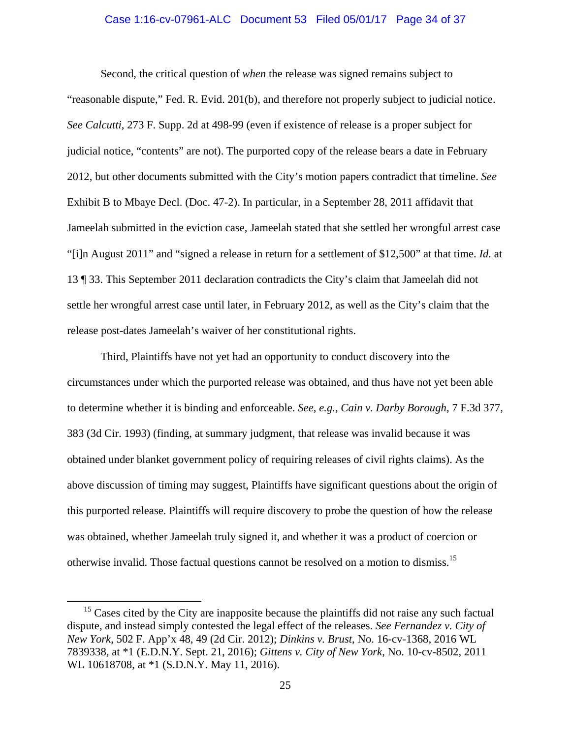Second, the critical question of *when* the release was signed remains subject to "reasonable dispute," Fed. R. Evid. 201(b), and therefore not properly subject to judicial notice. *See Calcutti*, 273 F. Supp. 2d at 498-99 (even if existence of release is a proper subject for judicial notice, "contents" are not). The purported copy of the release bears a date in February 2012, but other documents submitted with the City's motion papers contradict that timeline. *See* Exhibit B to Mbaye Decl. (Doc. 47-2). In particular, in a September 28, 2011 affidavit that Jameelah submitted in the eviction case, Jameelah stated that she settled her wrongful arrest case "[i]n August 2011" and "signed a release in return for a settlement of $12,500" at that time. *Id.* at 13 ¶ 33. This September 2011 declaration contradicts the City's claim that Jameelah did not settle her wrongful arrest case until later, in February 2012, as well as the City's claim that the release post-dates Jameelah's waiver of her constitutional rights.

Third, Plaintiffs have not yet had an opportunity to conduct discovery into the circumstances under which the purported release was obtained, and thus have not yet been able to determine whether it is binding and enforceable. *See, e.g.*, *Cain v. Darby Borough*, 7 F.3d 377, 383 (3d Cir. 1993) (finding, at summary judgment, that release was invalid because it was obtained under blanket government policy of requiring releases of civil rights claims). As the above discussion of timing may suggest, Plaintiffs have significant questions about the origin of this purported release. Plaintiffs will require discovery to probe the question of how the release was obtained, whether Jameelah truly signed it, and whether it was a product of coercion or otherwise invalid. Those factual questions cannot be resolved on a motion to dismiss.[15]

---

[15] Cases cited by the City are inapposite because the plaintiffs did not raise any such factual dispute, and instead simply contested the legal effect of the releases. *See Fernandez v. City of New York*, 502 F. App'x 48, 49 (2d Cir. 2012); *Dinkins v. Brust*, No. 16-cv-1368, 2016 WL 7839338, at *1 (E.D.N.Y. Sept. 21, 2016); *Gittens v. City of New York*, No. 10-cv-8502, 2011 WL 10618708, at *1 (S.D.N.Y. May 11, 2016).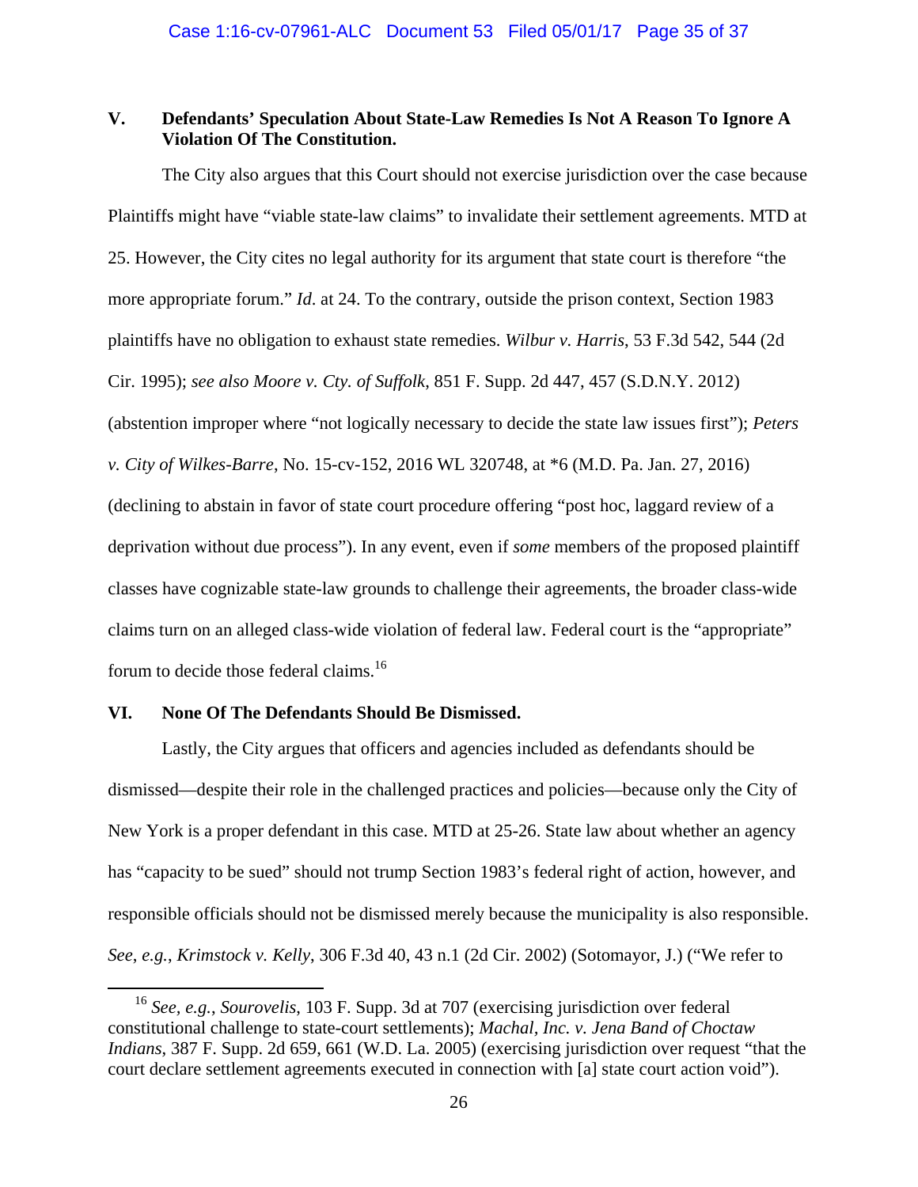## V. Defendants' Speculation About State-Law Remedies Is Not A Reason To Ignore A Violation Of The Constitution.

The City also argues that this Court should not exercise jurisdiction over the case because Plaintiffs might have "viable state-law claims" to invalidate their settlement agreements. MTD at 25. However, the City cites no legal authority for its argument that state court is therefore "the more appropriate forum." *Id.* at 24. To the contrary, outside the prison context, Section 1983 plaintiffs have no obligation to exhaust state remedies. *Wilbur v. Harris*, 53 F.3d 542, 544 (2d Cir. 1995); *see also Moore v. Cty. of Suffolk*, 851 F. Supp. 2d 447, 457 (S.D.N.Y. 2012) (abstention improper where "not logically necessary to decide the state law issues first"); *Peters v. City of Wilkes-Barre*, No. 15-cv-152, 2016 WL 320748, at *6 (M.D. Pa. Jan. 27, 2016) (declining to abstain in favor of state court procedure offering "post hoc, laggard review of a deprivation without due process"). In any event, even if *some* members of the proposed plaintiff classes have cognizable state-law grounds to challenge their agreements, the broader class-wide claims turn on an alleged class-wide violation of federal law. Federal court is the "appropriate" forum to decide those federal claims.[16]

## VI. None Of The Defendants Should Be Dismissed.

Lastly, the City argues that officers and agencies included as defendants should be dismissed—despite their role in the challenged practices and policies—because only the City of New York is a proper defendant in this case. MTD at 25-26. State law about whether an agency has "capacity to be sued" should not trump Section 1983's federal right of action, however, and responsible officials should not be dismissed merely because the municipality is also responsible. *See, e.g.*, *Krimstock v. Kelly*, 306 F.3d 40, 43 n.1 (2d Cir. 2002) (Sotomayor, J.) ("We refer to

---

[16] *See, e.g.*, *Sourovelis*, 103 F. Supp. 3d at 707 (exercising jurisdiction over federal constitutional challenge to state-court settlements); *Machal, Inc. v. Jena Band of Choctaw Indians*, 387 F. Supp. 2d 659, 661 (W.D. La. 2005) (exercising jurisdiction over request "that the court declare settlement agreements executed in connection with [a] state court action void").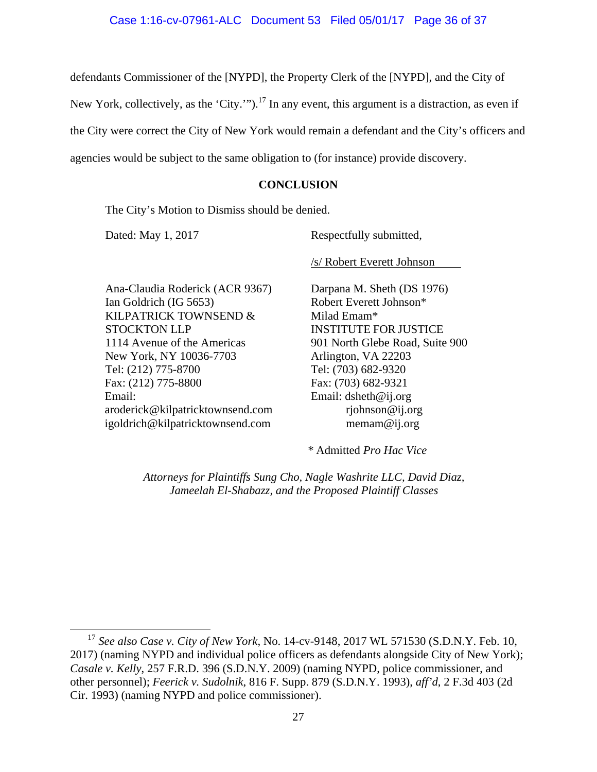defendants Commissioner of the [NYPD], the Property Clerk of the [NYPD], and the City of New York, collectively, as the 'City.'").[17] In any event, this argument is a distraction, as even if the City were correct the City of New York would remain a defendant and the City's officers and agencies would be subject to the same obligation to (for instance) provide discovery.

## CONCLUSION

The City's Motion to Dismiss should be denied.

Dated: May 1, 2017

Respectfully submitted,

/s/ Robert Everett Johnson

Ana-Claudia Roderick (ACR 9367)
Ian Goldrich (IG 5653)
KILPATRICK TOWNSEND & STOCKTON LLP
1114 Avenue of the Americas
New York, NY 10036-7703
Tel: (212) 775-8700
Fax: (212) 775-8800
Email:
aroderick@kilpatricktownsend.com
igoldrich@kilpatricktownsend.com

Darpana M. Sheth (DS 1976)
Robert Everett Johnson*
Milad Emam*
INSTITUTE FOR JUSTICE
901 North Glebe Road, Suite 900
Arlington, VA 22203
Tel: (703) 682-9320
Fax: (703) 682-9321
Email: dsheth@ij.org
rjohnson@ij.org
memam@ij.org

\* Admitted *Pro Hac Vice*

*Attorneys for Plaintiffs Sung Cho, Nagle Washrite LLC, David Diaz, Jameelah El-Shabazz, and the Proposed Plaintiff Classes*

---

[17] *See also Case v. City of New York*, No. 14-cv-9148, 2017 WL 571530 (S.D.N.Y. Feb. 10, 2017) (naming NYPD and individual police officers as defendants alongside City of New York); *Casale v. Kelly*, 257 F.R.D. 396 (S.D.N.Y. 2009) (naming NYPD, police commissioner, and other personnel); *Feerick v. Sudolnik*, 816 F. Supp. 879 (S.D.N.Y. 1993), *aff'd*, 2 F.3d 403 (2d Cir. 1993) (naming NYPD and police commissioner).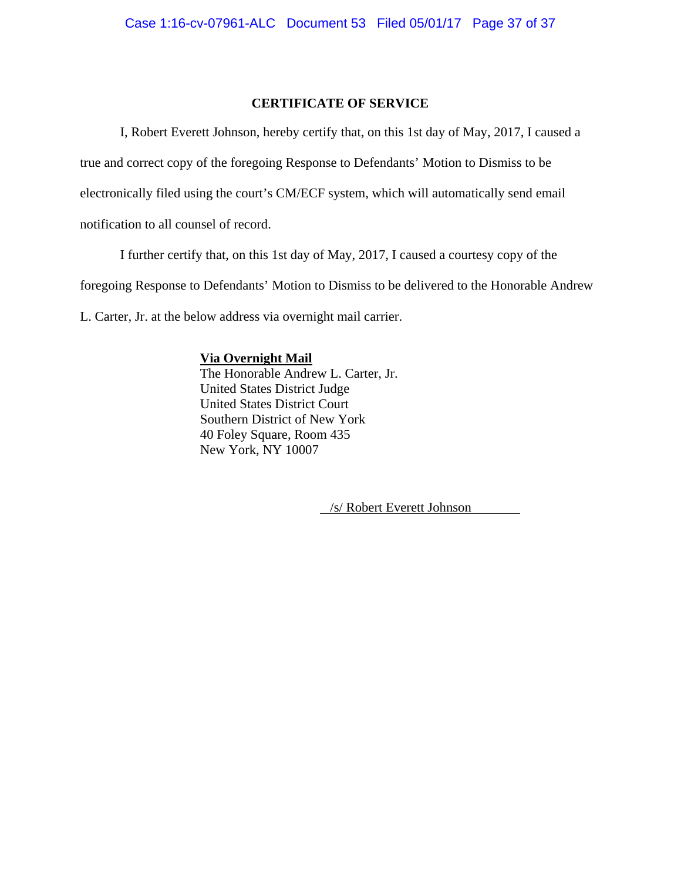## CERTIFICATE OF SERVICE

I, Robert Everett Johnson, hereby certify that, on this 1st day of May, 2017, I caused a true and correct copy of the foregoing Response to Defendants' Motion to Dismiss to be electronically filed using the court's CM/ECF system, which will automatically send email notification to all counsel of record.

I further certify that, on this 1st day of May, 2017, I caused a courtesy copy of the foregoing Response to Defendants' Motion to Dismiss to be delivered to the Honorable Andrew L. Carter, Jr. at the below address via overnight mail carrier.

**Via Overnight Mail**
The Honorable Andrew L. Carter, Jr.
United States District Judge
United States District Court
Southern District of New York
40 Foley Square, Room 435
New York, NY 10007

/s/ Robert Everett Johnson